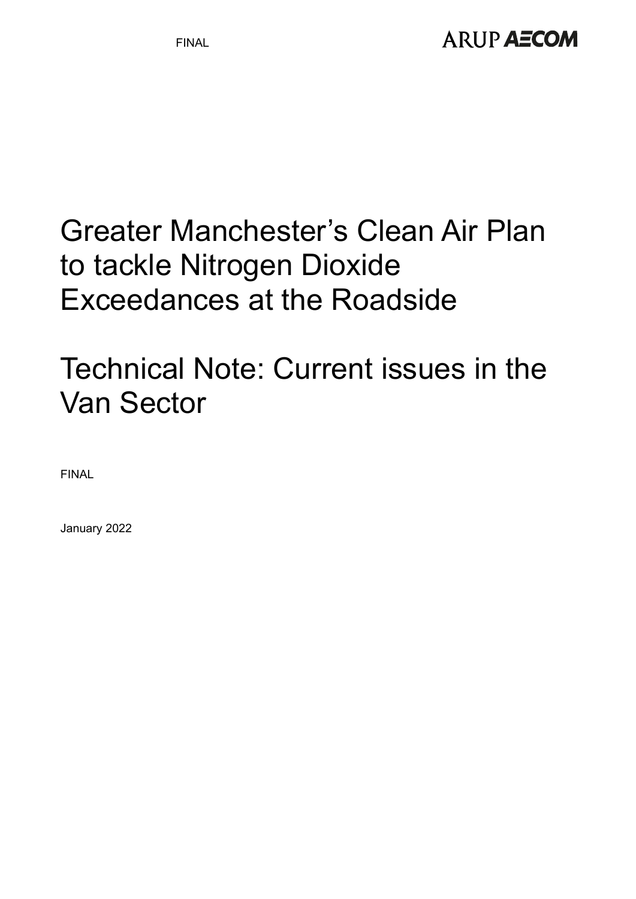# Greater Manchester's Clean Air Plan to tackle Nitrogen Dioxide Exceedances at the Roadside

# Technical Note: Current issues in the Van Sector

FINAL

January 2022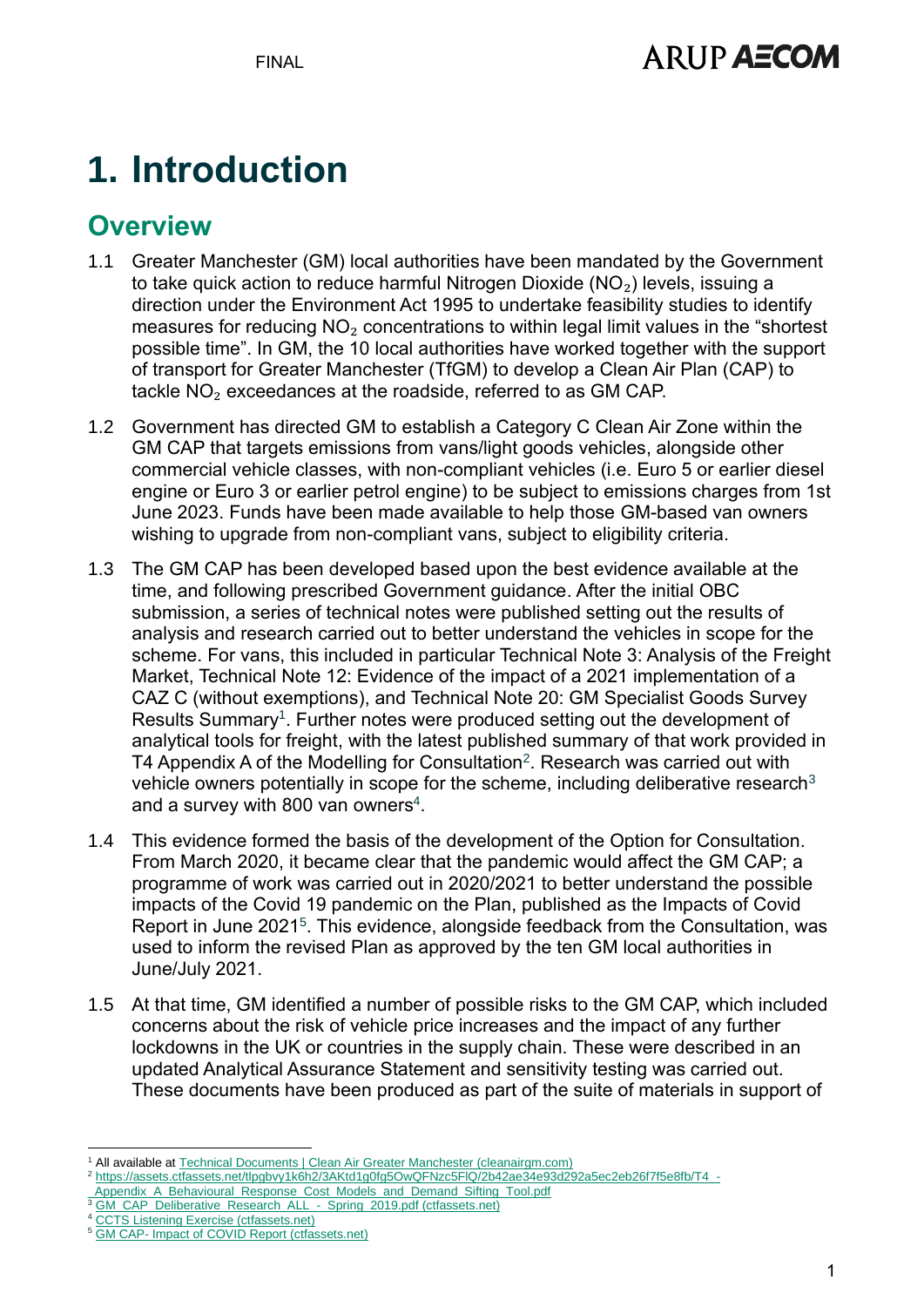# 1. Introduction

## Overview

1.1 Greater Manchester (GM) local authorities have been mandated by the Government to take quick action to reduce harmful Nitrogen Dioxide ($NO_2$) levels, issuing a direction under the Environment Act 1995 to undertake feasibility studies to identify measures for reducing $NO_2$ concentrations to within legal limit values in the "shortest possible time". In GM, the 10 local authorities have worked together with the support of transport for Greater Manchester (TfGM) to develop a Clean Air Plan (CAP) to tackle $NO_2$ exceedances at the roadside, referred to as GM CAP.

1.2 Government has directed GM to establish a Category C Clean Air Zone within the GM CAP that targets emissions from vans/light goods vehicles, alongside other commercial vehicle classes, with non-compliant vehicles (i.e. Euro 5 or earlier diesel engine or Euro 3 or earlier petrol engine) to be subject to emissions charges from 1st June 2023. Funds have been made available to help those GM-based van owners wishing to upgrade from non-compliant vans, subject to eligibility criteria.

1.3 The GM CAP has been developed based upon the best evidence available at the time, and following prescribed Government guidance. After the initial OBC submission, a series of technical notes were published setting out the results of analysis and research carried out to better understand the vehicles in scope for the scheme. For vans, this included in particular Technical Note 3: Analysis of the Freight Market, Technical Note 12: Evidence of the impact of a 2021 implementation of a CAZ C (without exemptions), and Technical Note 20: GM Specialist Goods Survey Results Summary[1]. Further notes were produced setting out the development of analytical tools for freight, with the latest published summary of that work provided in T4 Appendix A of the Modelling for Consultation[2]. Research was carried out with vehicle owners potentially in scope for the scheme, including deliberative research[3] and a survey with 800 van owners[4].

1.4 This evidence formed the basis of the development of the Option for Consultation. From March 2020, it became clear that the pandemic would affect the GM CAP; a programme of work was carried out in 2020/2021 to better understand the possible impacts of the Covid 19 pandemic on the Plan, published as the Impacts of Covid Report in June 2021[5]. This evidence, alongside feedback from the Consultation, was used to inform the revised Plan as approved by the ten GM local authorities in June/July 2021.

1.5 At that time, GM identified a number of possible risks to the GM CAP, which included concerns about the risk of vehicle price increases and the impact of any further lockdowns in the UK or countries in the supply chain. These were described in an updated Analytical Assurance Statement and sensitivity testing was carried out. These documents have been produced as part of the suite of materials in support of

[1] All available at Technical Documents | Clean Air Greater Manchester (cleanairgm.com)

[2] https://assets.ctfassets.net/tlpgbvy1k6h2/3AKtd1g0fg5OwQFNzc5FlQ/2b42ae34e93d292a5ec2eb26f7f5e8fb/T4_-_Appendix_A_Behavioural_Response_Cost_Models_and_Demand_Sifting_Tool.pdf

[3] GM_CAP_Deliberative_Research_ALL_-_Spring_2019.pdf (ctfassets.net)

[4] CCTS Listening Exercise (ctfassets.net)

[5] GM CAP- Impact of COVID Report (ctfassets.net)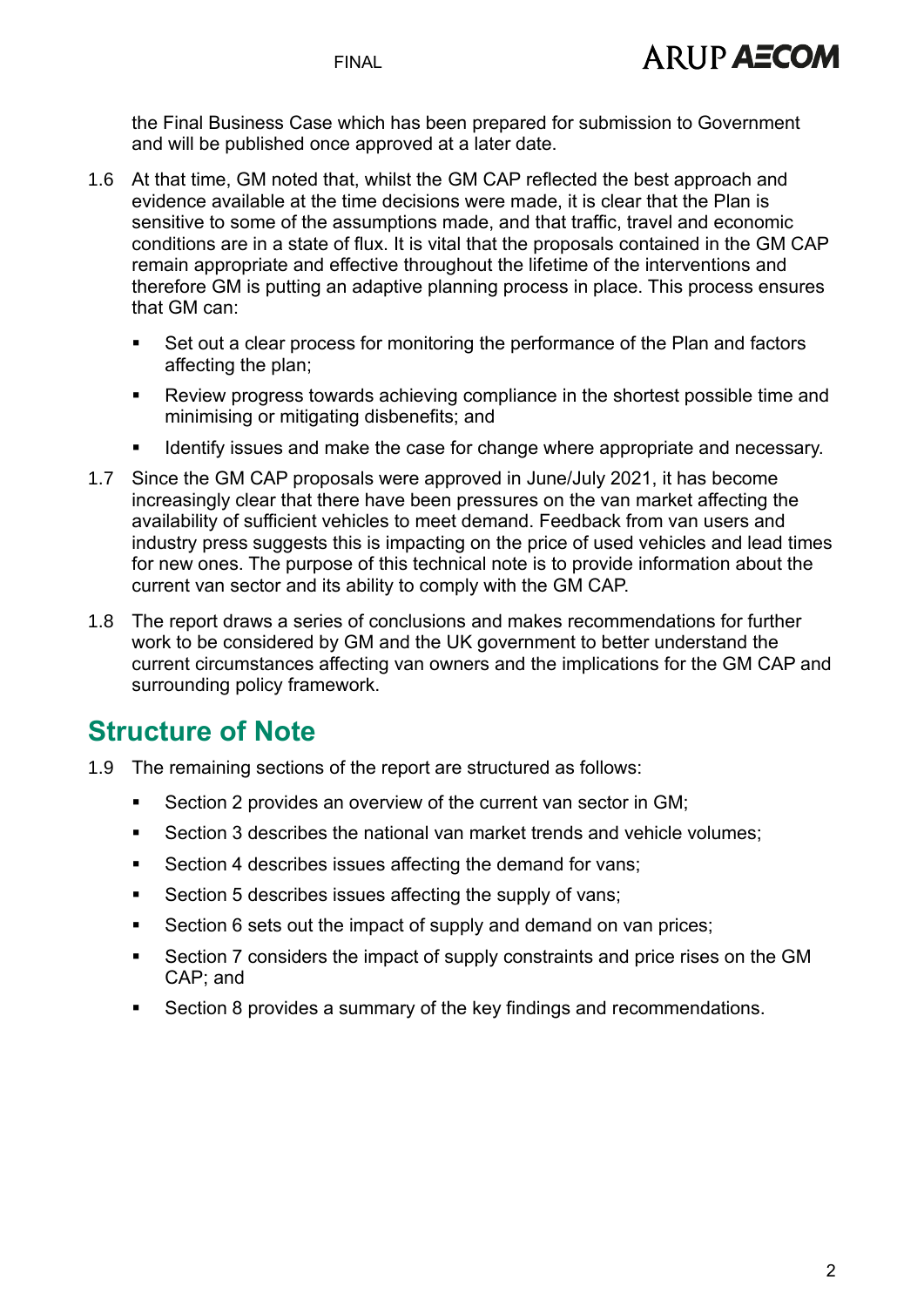the Final Business Case which has been prepared for submission to Government and will be published once approved at a later date.

1.6 At that time, GM noted that, whilst the GM CAP reflected the best approach and evidence available at the time decisions were made, it is clear that the Plan is sensitive to some of the assumptions made, and that traffic, travel and economic conditions are in a state of flux. It is vital that the proposals contained in the GM CAP remain appropriate and effective throughout the lifetime of the interventions and therefore GM is putting an adaptive planning process in place. This process ensures that GM can:

- Set out a clear process for monitoring the performance of the Plan and factors affecting the plan;
- Review progress towards achieving compliance in the shortest possible time and minimising or mitigating disbenefits; and
- Identify issues and make the case for change where appropriate and necessary.

1.7 Since the GM CAP proposals were approved in June/July 2021, it has become increasingly clear that there have been pressures on the van market affecting the availability of sufficient vehicles to meet demand. Feedback from van users and industry press suggests this is impacting on the price of used vehicles and lead times for new ones. The purpose of this technical note is to provide information about the current van sector and its ability to comply with the GM CAP.

1.8 The report draws a series of conclusions and makes recommendations for further work to be considered by GM and the UK government to better understand the current circumstances affecting van owners and the implications for the GM CAP and surrounding policy framework.

## Structure of Note

1.9 The remaining sections of the report are structured as follows:

- Section 2 provides an overview of the current van sector in GM;
- Section 3 describes the national van market trends and vehicle volumes;
- Section 4 describes issues affecting the demand for vans;
- Section 5 describes issues affecting the supply of vans;
- Section 6 sets out the impact of supply and demand on van prices;
- Section 7 considers the impact of supply constraints and price rises on the GM CAP; and
- Section 8 provides a summary of the key findings and recommendations.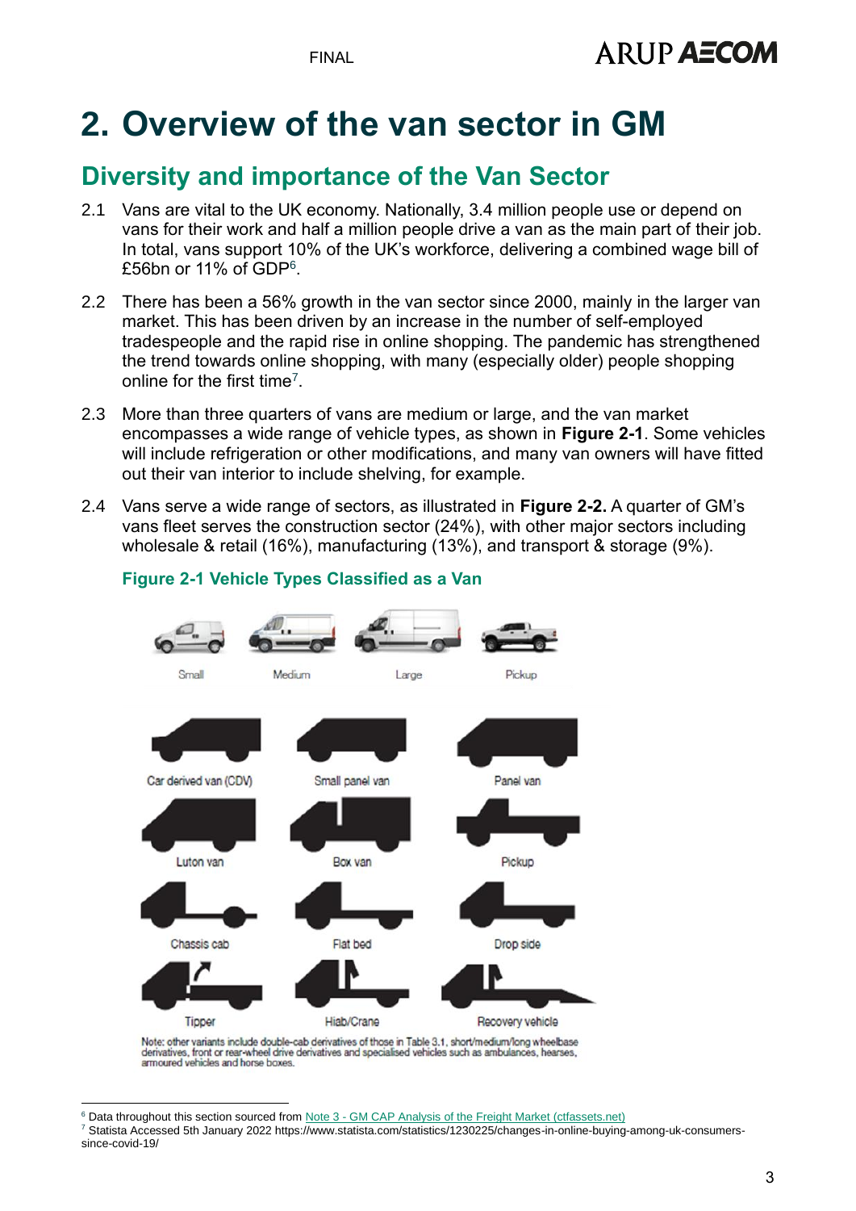# 2. Overview of the van sector in GM

## Diversity and importance of the Van Sector

2.1 Vans are vital to the UK economy. Nationally, 3.4 million people use or depend on vans for their work and half a million people drive a van as the main part of their job. In total, vans support 10% of the UK's workforce, delivering a combined wage bill of £56bn or 11% of GDP[6].

2.2 There has been a 56% growth in the van sector since 2000, mainly in the larger van market. This has been driven by an increase in the number of self-employed tradespeople and the rapid rise in online shopping. The pandemic has strengthened the trend towards online shopping, with many (especially older) people shopping online for the first time[7].

2.3 More than three quarters of vans are medium or large, and the van market encompasses a wide range of vehicle types, as shown in **Figure 2-1**. Some vehicles will include refrigeration or other modifications, and many van owners will have fitted out their van interior to include shelving, for example.

2.4 Vans serve a wide range of sectors, as illustrated in **Figure 2-2.** A quarter of GM's vans fleet serves the construction sector (24%), with other major sectors including wholesale & retail (16%), manufacturing (13%), and transport & storage (9%).

### Figure 2-1 Vehicle Types Classified as a Van

Small | Medium | Large | Pickup

Car derived van (CDV) | Small panel van | Panel van

Luton van | Box van | Pickup

Chassis cab | Flat bed | Drop side

Tipper | Hiab/Crane | Recovery vehicle

Note: other variants include double-cab derivatives of those in Table 3.1, short/medium/long wheelbase derivatives, front or rear-wheel drive derivatives and specialised vehicles such as ambulances, hearses, armoured vehicles and horse boxes.

---

[6] Data throughout this section sourced from Note 3 - GM CAP Analysis of the Freight Market (ctfassets.net)

[7] Statista Accessed 5th January 2022 https://www.statista.com/statistics/1230225/changes-in-online-buying-among-uk-consumers-since-covid-19/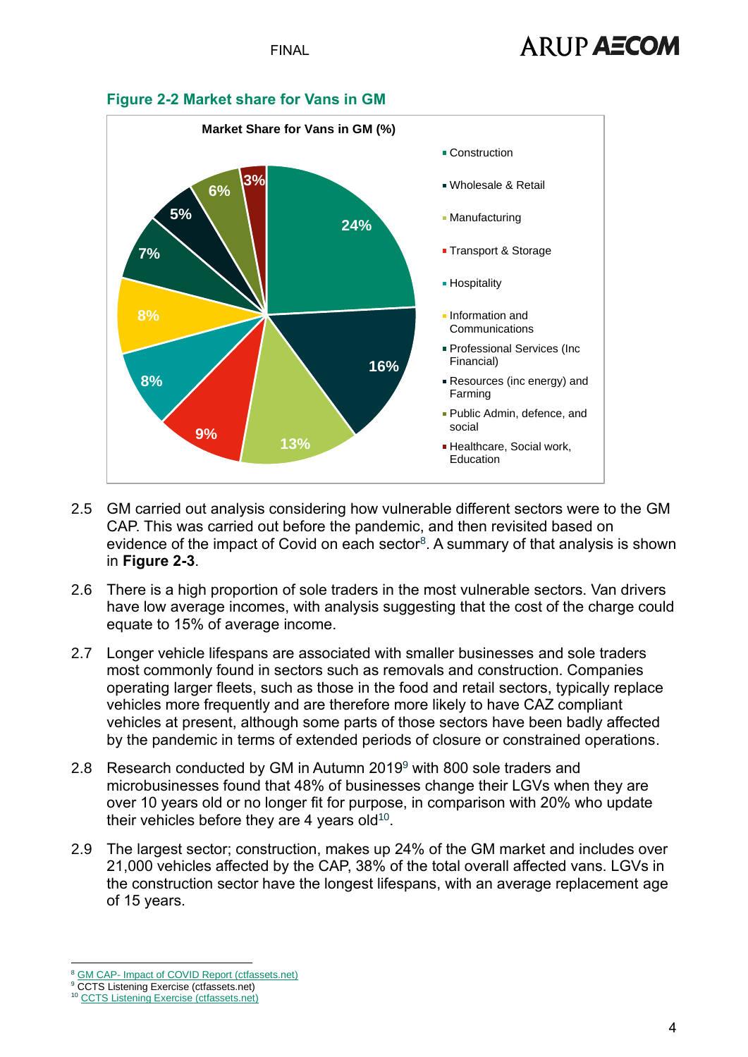**Figure 2-2 Market share for Vans in GM**

Market Share for Vans in GM (%)

| Sector | Share |
|---|---|
| Construction | 24% |
| Wholesale & Retail | 16% |
| Manufacturing | 13% |
| Transport & Storage | 9% |
| Hospitality | 8% |
| Information and Communications | 8% |
| Professional Services (Inc Financial) | 7% |
| Resources (inc energy) and Farming | 5% |
| Public Admin, defence, and social | 6% |
| Healthcare, Social work, Education | 3% |

2.5 GM carried out analysis considering how vulnerable different sectors were to the GM CAP. This was carried out before the pandemic, and then revisited based on evidence of the impact of Covid on each sector[8]. A summary of that analysis is shown in **Figure 2-3**.

2.6 There is a high proportion of sole traders in the most vulnerable sectors. Van drivers have low average incomes, with analysis suggesting that the cost of the charge could equate to 15% of average income.

2.7 Longer vehicle lifespans are associated with smaller businesses and sole traders most commonly found in sectors such as removals and construction. Companies operating larger fleets, such as those in the food and retail sectors, typically replace vehicles more frequently and are therefore more likely to have CAZ compliant vehicles at present, although some parts of those sectors have been badly affected by the pandemic in terms of extended periods of closure or constrained operations.

2.8 Research conducted by GM in Autumn 2019[9] with 800 sole traders and microbusinesses found that 48% of businesses change their LGVs when they are over 10 years old or no longer fit for purpose, in comparison with 20% who update their vehicles before they are 4 years old[10].

2.9 The largest sector; construction, makes up 24% of the GM market and includes over 21,000 vehicles affected by the CAP, 38% of the total overall affected vans. LGVs in the construction sector have the longest lifespans, with an average replacement age of 15 years.

---

[8] GM CAP- Impact of COVID Report (ctfassets.net)
[9] CCTS Listening Exercise (ctfassets.net)
[10] CCTS Listening Exercise (ctfassets.net)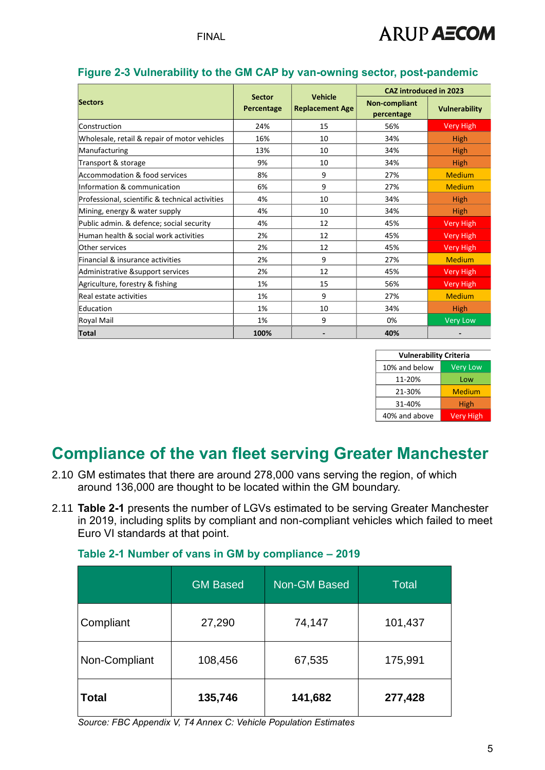**Figure 2-3 Vulnerability to the GM CAP by van-owning sector, post-pandemic**

| Sectors | Sector Percentage | Vehicle Replacement Age | CAZ introduced in 2023 | |
|---|---|---|---|---|
| | | | Non-compliant percentage | Vulnerability |
| Construction | 24% | 15 | 56% | Very High |
| Wholesale, retail & repair of motor vehicles | 16% | 10 | 34% | High |
| Manufacturing | 13% | 10 | 34% | High |
| Transport & storage | 9% | 10 | 34% | High |
| Accommodation & food services | 8% | 9 | 27% | Medium |
| Information & communication | 6% | 9 | 27% | Medium |
| Professional, scientific & technical activities | 4% | 10 | 34% | High |
| Mining, energy & water supply | 4% | 10 | 34% | High |
| Public admin. & defence; social security | 4% | 12 | 45% | Very High |
| Human health & social work activities | 2% | 12 | 45% | Very High |
| Other services | 2% | 12 | 45% | Very High |
| Financial & insurance activities | 2% | 9 | 27% | Medium |
| Administrative &support services | 2% | 12 | 45% | Very High |
| Agriculture, forestry & fishing | 1% | 15 | 56% | Very High |
| Real estate activities | 1% | 9 | 27% | Medium |
| Education | 1% | 10 | 34% | High |
| Royal Mail | 1% | 9 | 0% | Very Low |
| **Total** | **100%** | **-** | **40%** | **-** |

| Vulnerability Criteria | |
|---|---|
| 10% and below | Very Low |
| 11-20% | Low |
| 21-30% | Medium |
| 31-40% | High |
| 40% and above | Very High |

## Compliance of the van fleet serving Greater Manchester

2.10 GM estimates that there are around 278,000 vans serving the region, of which around 136,000 are thought to be located within the GM boundary.

2.11 **Table 2-1** presents the number of LGVs estimated to be serving Greater Manchester in 2019, including splits by compliant and non-compliant vehicles which failed to meet Euro VI standards at that point.

**Table 2-1 Number of vans in GM by compliance – 2019**

| | GM Based | Non-GM Based | Total |
|---|---|---|---|
| Compliant | 27,290 | 74,147 | 101,437 |
| Non-Compliant | 108,456 | 67,535 | 175,991 |
| **Total** | **135,746** | **141,682** | **277,428** |

*Source: FBC Appendix V, T4 Annex C: Vehicle Population Estimates*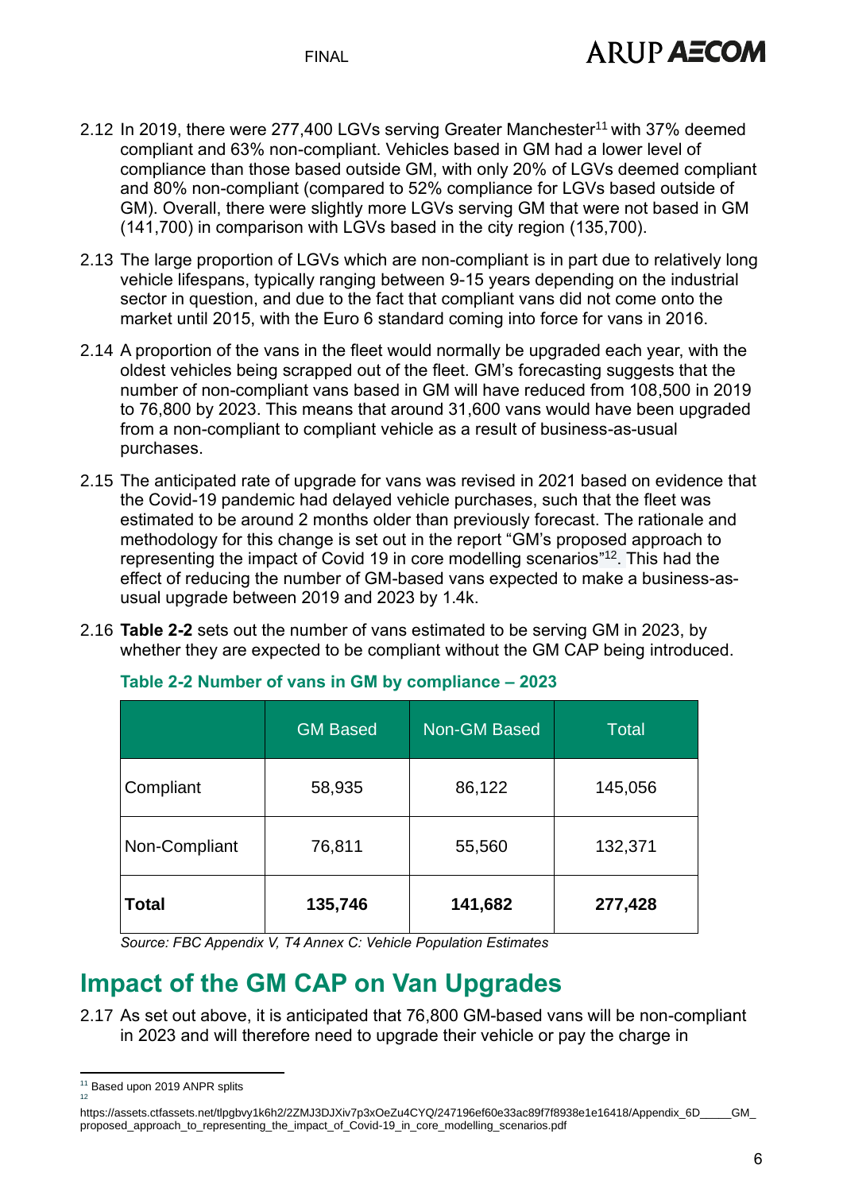2.12 In 2019, there were 277,400 LGVs serving Greater Manchester[11] with 37% deemed compliant and 63% non-compliant. Vehicles based in GM had a lower level of compliance than those based outside GM, with only 20% of LGVs deemed compliant and 80% non-compliant (compared to 52% compliance for LGVs based outside of GM). Overall, there were slightly more LGVs serving GM that were not based in GM (141,700) in comparison with LGVs based in the city region (135,700).

2.13 The large proportion of LGVs which are non-compliant is in part due to relatively long vehicle lifespans, typically ranging between 9-15 years depending on the industrial sector in question, and due to the fact that compliant vans did not come onto the market until 2015, with the Euro 6 standard coming into force for vans in 2016.

2.14 A proportion of the vans in the fleet would normally be upgraded each year, with the oldest vehicles being scrapped out of the fleet. GM's forecasting suggests that the number of non-compliant vans based in GM will have reduced from 108,500 in 2019 to 76,800 by 2023. This means that around 31,600 vans would have been upgraded from a non-compliant to compliant vehicle as a result of business-as-usual purchases.

2.15 The anticipated rate of upgrade for vans was revised in 2021 based on evidence that the Covid-19 pandemic had delayed vehicle purchases, such that the fleet was estimated to be around 2 months older than previously forecast. The rationale and methodology for this change is set out in the report "GM's proposed approach to representing the impact of Covid 19 in core modelling scenarios"[12]. This had the effect of reducing the number of GM-based vans expected to make a business-as-usual upgrade between 2019 and 2023 by 1.4k.

2.16 **Table 2-2** sets out the number of vans estimated to be serving GM in 2023, by whether they are expected to be compliant without the GM CAP being introduced.

**Table 2-2 Number of vans in GM by compliance – 2023**

| | GM Based | Non-GM Based | Total |
|---|---|---|---|
| Compliant | 58,935 | 86,122 | 145,056 |
| Non-Compliant | 76,811 | 55,560 | 132,371 |
| **Total** | **135,746** | **141,682** | **277,428** |

*Source: FBC Appendix V, T4 Annex C: Vehicle Population Estimates*

## Impact of the GM CAP on Van Upgrades

2.17 As set out above, it is anticipated that 76,800 GM-based vans will be non-compliant in 2023 and will therefore need to upgrade their vehicle or pay the charge in

[11] Based upon 2019 ANPR splits

[12] https://assets.ctfassets.net/tlpgbvy1k6h2/2ZMJ3DJXiv7p3xOeZu4CYQ/247196ef60e33ac89f7f8938e1e16418/Appendix_6D_____GM_proposed_approach_to_representing_the_impact_of_Covid-19_in_core_modelling_scenarios.pdf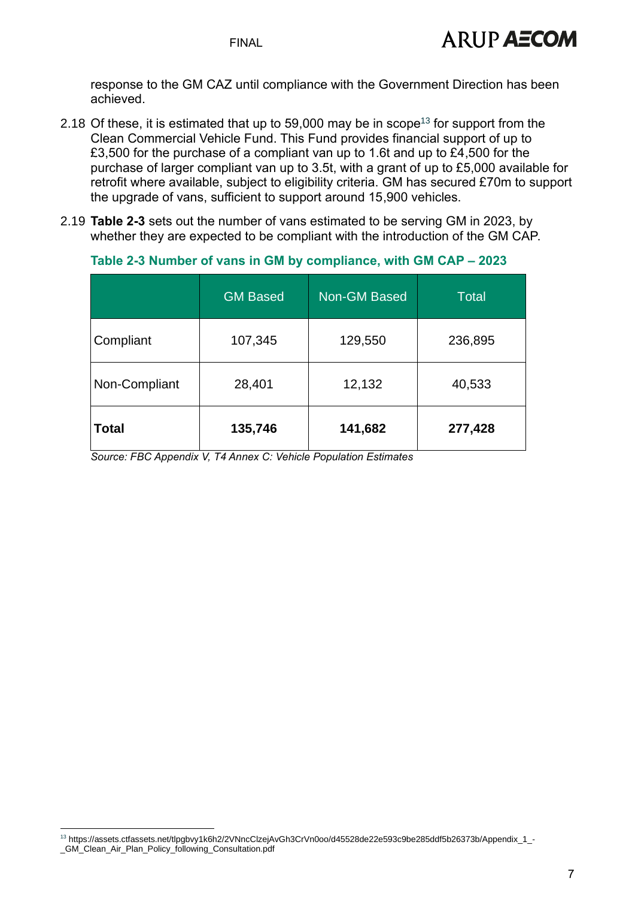response to the GM CAZ until compliance with the Government Direction has been achieved.

2.18 Of these, it is estimated that up to 59,000 may be in scope[13] for support from the Clean Commercial Vehicle Fund. This Fund provides financial support of up to £3,500 for the purchase of a compliant van up to 1.6t and up to £4,500 for the purchase of larger compliant van up to 3.5t, with a grant of up to £5,000 available for retrofit where available, subject to eligibility criteria. GM has secured £70m to support the upgrade of vans, sufficient to support around 15,900 vehicles.

2.19 **Table 2-3** sets out the number of vans estimated to be serving GM in 2023, by whether they are expected to be compliant with the introduction of the GM CAP.

**Table 2-3 Number of vans in GM by compliance, with GM CAP – 2023**

| | GM Based | Non-GM Based | Total |
|---|---|---|---|
| Compliant | 107,345 | 129,550 | 236,895 |
| Non-Compliant | 28,401 | 12,132 | 40,533 |
| **Total** | **135,746** | **141,682** | **277,428** |

*Source: FBC Appendix V, T4 Annex C: Vehicle Population Estimates*

[13] https://assets.ctfassets.net/tlpgbvy1k6h2/2VNncClzejAvGh3CrVn0oo/d45528de22e593c9be285ddf5b26373b/Appendix_1_-_GM_Clean_Air_Plan_Policy_following_Consultation.pdf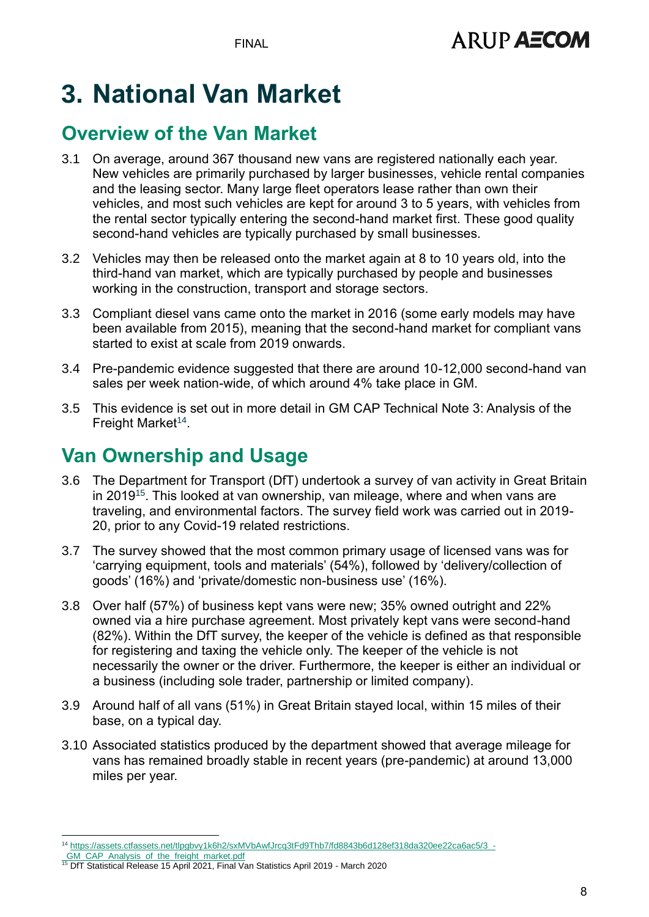# 3. National Van Market

## Overview of the Van Market

3.1 On average, around 367 thousand new vans are registered nationally each year. New vehicles are primarily purchased by larger businesses, vehicle rental companies and the leasing sector. Many large fleet operators lease rather than own their vehicles, and most such vehicles are kept for around 3 to 5 years, with vehicles from the rental sector typically entering the second-hand market first. These good quality second-hand vehicles are typically purchased by small businesses.

3.2 Vehicles may then be released onto the market again at 8 to 10 years old, into the third-hand van market, which are typically purchased by people and businesses working in the construction, transport and storage sectors.

3.3 Compliant diesel vans came onto the market in 2016 (some early models may have been available from 2015), meaning that the second-hand market for compliant vans started to exist at scale from 2019 onwards.

3.4 Pre-pandemic evidence suggested that there are around 10-12,000 second-hand van sales per week nation-wide, of which around 4% take place in GM.

3.5 This evidence is set out in more detail in GM CAP Technical Note 3: Analysis of the Freight Market[14].

## Van Ownership and Usage

3.6 The Department for Transport (DfT) undertook a survey of van activity in Great Britain in 2019[15]. This looked at van ownership, van mileage, where and when vans are traveling, and environmental factors. The survey field work was carried out in 2019-20, prior to any Covid-19 related restrictions.

3.7 The survey showed that the most common primary usage of licensed vans was for 'carrying equipment, tools and materials' (54%), followed by 'delivery/collection of goods' (16%) and 'private/domestic non-business use' (16%).

3.8 Over half (57%) of business kept vans were new; 35% owned outright and 22% owned via a hire purchase agreement. Most privately kept vans were second-hand (82%). Within the DfT survey, the keeper of the vehicle is defined as that responsible for registering and taxing the vehicle only. The keeper of the vehicle is not necessarily the owner or the driver. Furthermore, the keeper is either an individual or a business (including sole trader, partnership or limited company).

3.9 Around half of all vans (51%) in Great Britain stayed local, within 15 miles of their base, on a typical day.

3.10 Associated statistics produced by the department showed that average mileage for vans has remained broadly stable in recent years (pre-pandemic) at around 13,000 miles per year.

---

[14] https://assets.ctfassets.net/tlpgbvy1k6h2/sxMVbAwfJrcq3tFd9Thb7/fd8843b6d128ef318da320ee22ca6ac5/3_-_GM_CAP_Analysis_of_the_freight_market.pdf

[15] DfT Statistical Release 15 April 2021, Final Van Statistics April 2019 - March 2020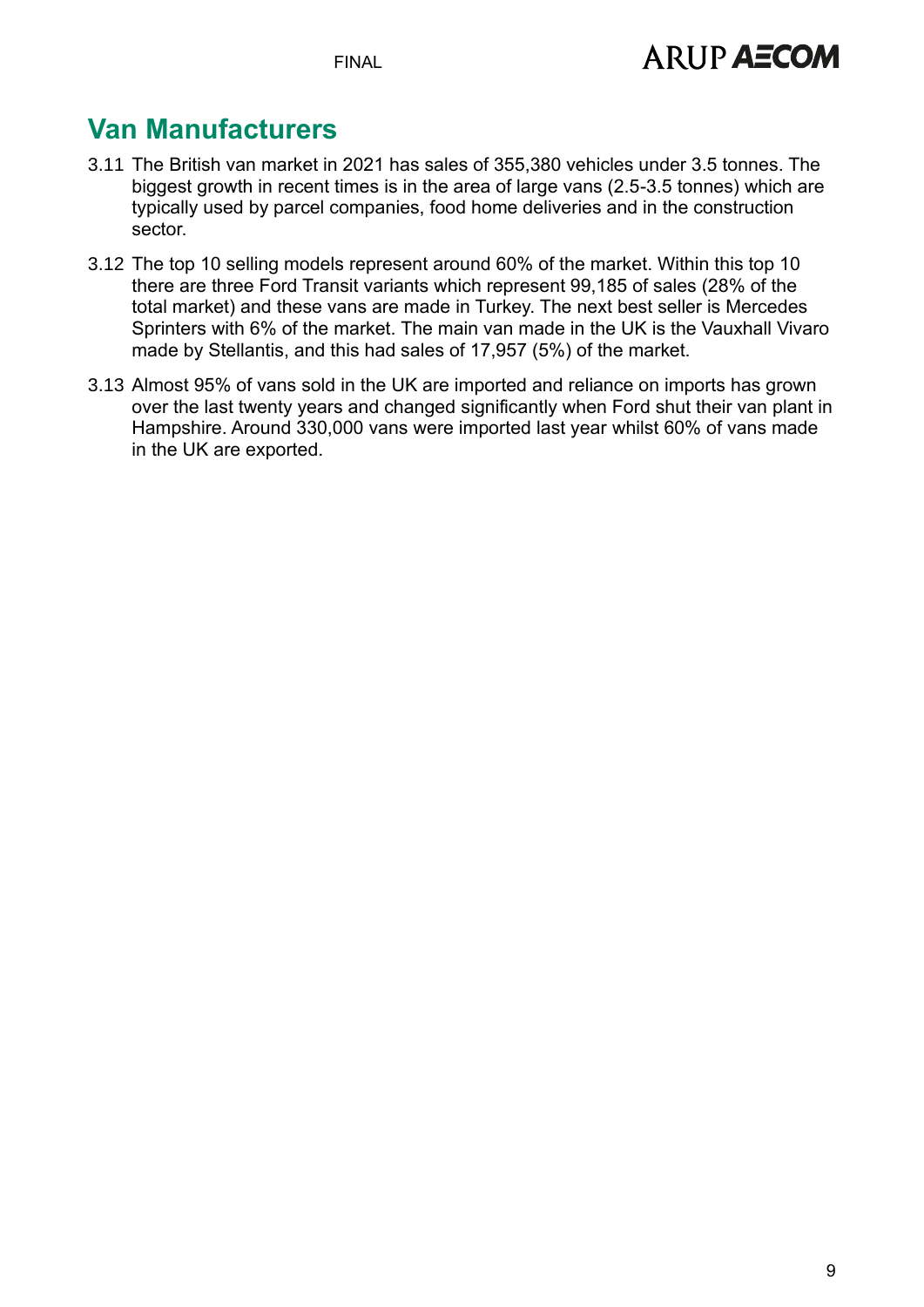## Van Manufacturers

3.11 The British van market in 2021 has sales of 355,380 vehicles under 3.5 tonnes. The biggest growth in recent times is in the area of large vans (2.5-3.5 tonnes) which are typically used by parcel companies, food home deliveries and in the construction sector.

3.12 The top 10 selling models represent around 60% of the market. Within this top 10 there are three Ford Transit variants which represent 99,185 of sales (28% of the total market) and these vans are made in Turkey. The next best seller is Mercedes Sprinters with 6% of the market. The main van made in the UK is the Vauxhall Vivaro made by Stellantis, and this had sales of 17,957 (5%) of the market.

3.13 Almost 95% of vans sold in the UK are imported and reliance on imports has grown over the last twenty years and changed significantly when Ford shut their van plant in Hampshire. Around 330,000 vans were imported last year whilst 60% of vans made in the UK are exported.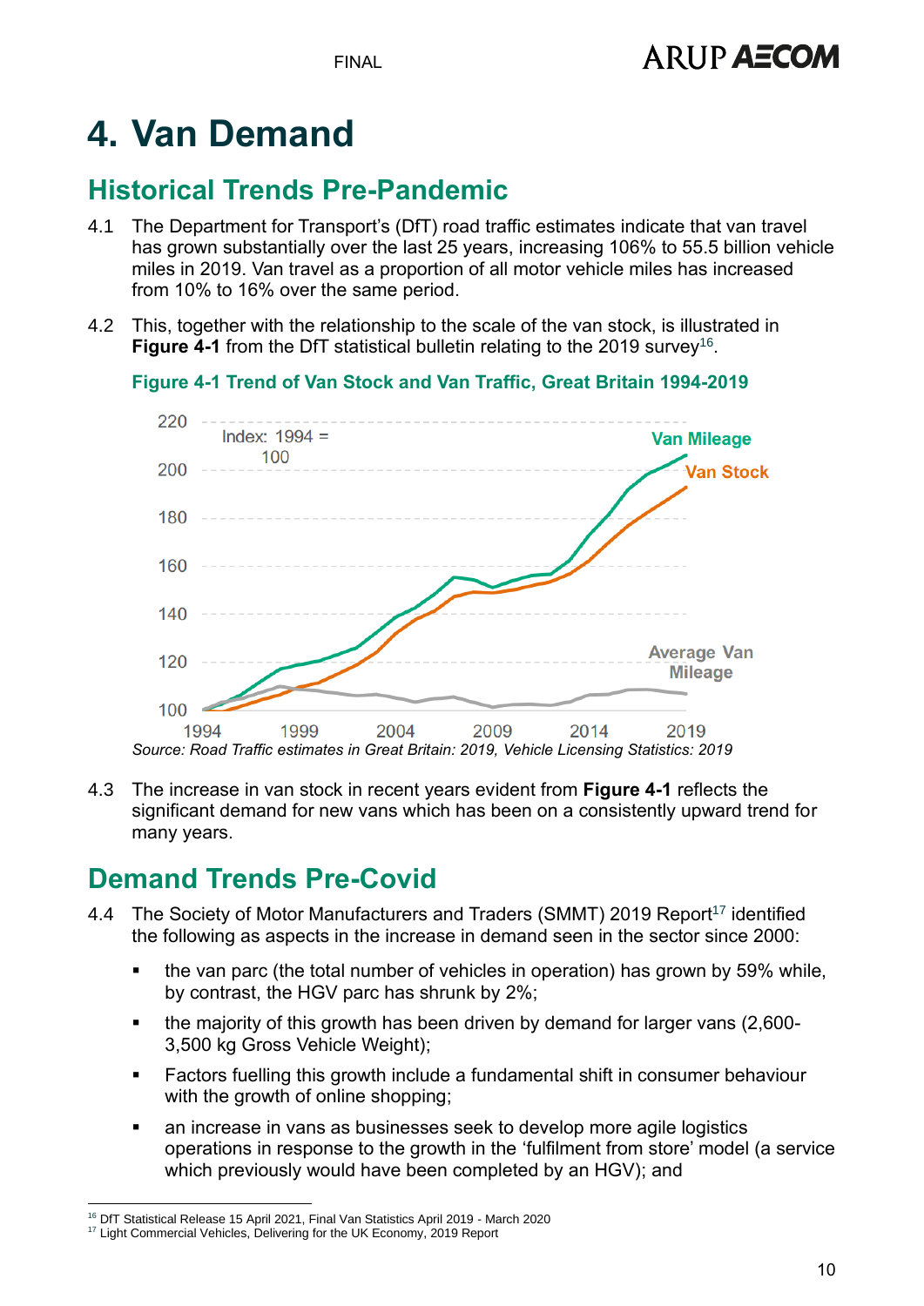# 4. Van Demand

## Historical Trends Pre-Pandemic

4.1 The Department for Transport's (DfT) road traffic estimates indicate that van travel has grown substantially over the last 25 years, increasing 106% to 55.5 billion vehicle miles in 2019. Van travel as a proportion of all motor vehicle miles has increased from 10% to 16% over the same period.

4.2 This, together with the relationship to the scale of the van stock, is illustrated in **Figure 4-1** from the DfT statistical bulletin relating to the 2019 survey[16].

**Figure 4-1 Trend of Van Stock and Van Traffic, Great Britain 1994-2019**

*Source: Road Traffic estimates in Great Britain: 2019, Vehicle Licensing Statistics: 2019*

4.3 The increase in van stock in recent years evident from **Figure 4-1** reflects the significant demand for new vans which has been on a consistently upward trend for many years.

## Demand Trends Pre-Covid

4.4 The Society of Motor Manufacturers and Traders (SMMT) 2019 Report[17] identified the following as aspects in the increase in demand seen in the sector since 2000:

- the van parc (the total number of vehicles in operation) has grown by 59% while, by contrast, the HGV parc has shrunk by 2%;
- the majority of this growth has been driven by demand for larger vans (2,600-3,500 kg Gross Vehicle Weight);
- Factors fuelling this growth include a fundamental shift in consumer behaviour with the growth of online shopping;
- an increase in vans as businesses seek to develop more agile logistics operations in response to the growth in the 'fulfilment from store' model (a service which previously would have been completed by an HGV); and

[16] DfT Statistical Release 15 April 2021, Final Van Statistics April 2019 - March 2020
[17] Light Commercial Vehicles, Delivering for the UK Economy, 2019 Report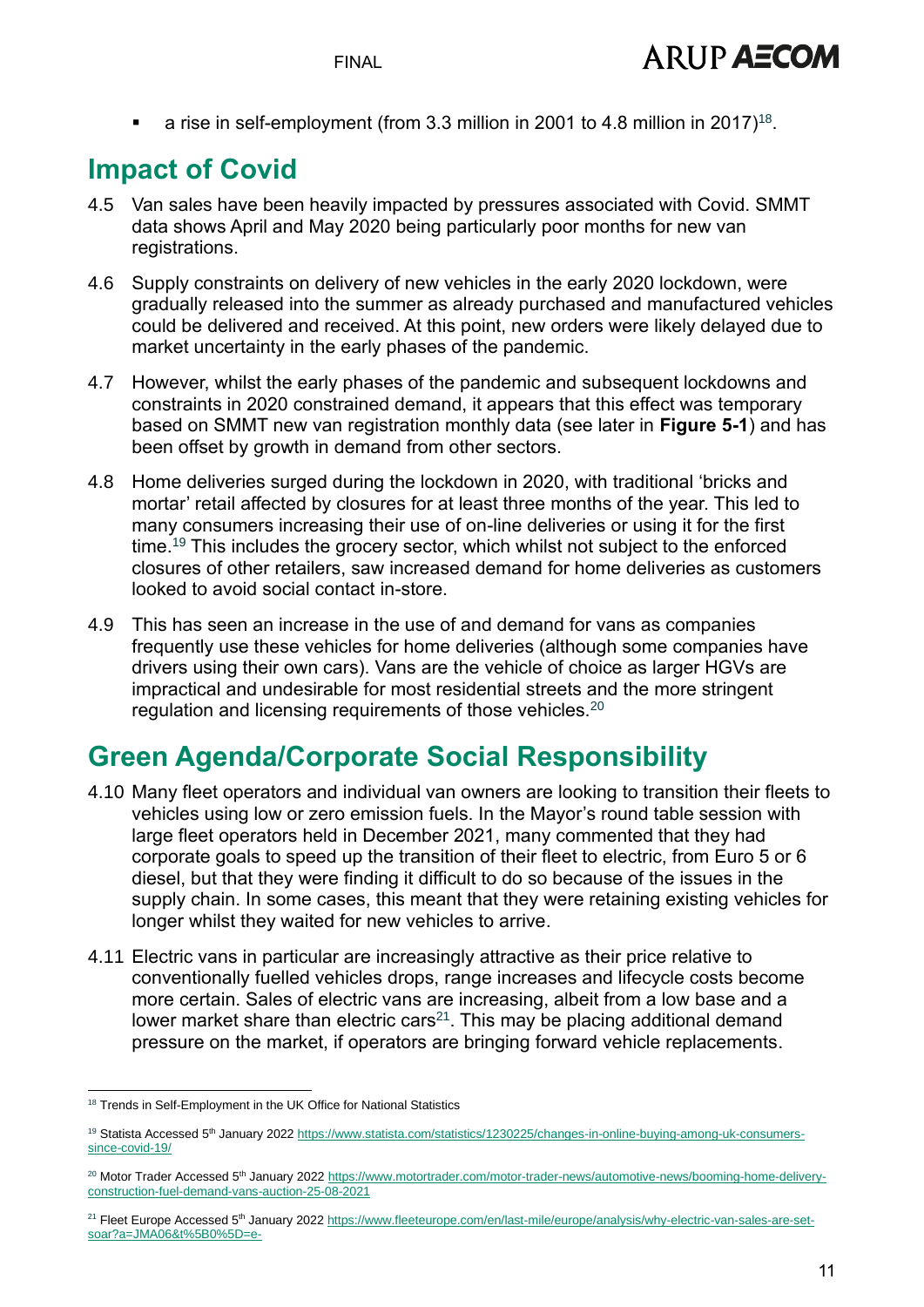- a rise in self-employment (from 3.3 million in 2001 to 4.8 million in 2017)[18].

## Impact of Covid

4.5 Van sales have been heavily impacted by pressures associated with Covid. SMMT data shows April and May 2020 being particularly poor months for new van registrations.

4.6 Supply constraints on delivery of new vehicles in the early 2020 lockdown, were gradually released into the summer as already purchased and manufactured vehicles could be delivered and received. At this point, new orders were likely delayed due to market uncertainty in the early phases of the pandemic.

4.7 However, whilst the early phases of the pandemic and subsequent lockdowns and constraints in 2020 constrained demand, it appears that this effect was temporary based on SMMT new van registration monthly data (see later in **Figure 5-1**) and has been offset by growth in demand from other sectors.

4.8 Home deliveries surged during the lockdown in 2020, with traditional 'bricks and mortar' retail affected by closures for at least three months of the year. This led to many consumers increasing their use of on-line deliveries or using it for the first time.[19] This includes the grocery sector, which whilst not subject to the enforced closures of other retailers, saw increased demand for home deliveries as customers looked to avoid social contact in-store.

4.9 This has seen an increase in the use of and demand for vans as companies frequently use these vehicles for home deliveries (although some companies have drivers using their own cars). Vans are the vehicle of choice as larger HGVs are impractical and undesirable for most residential streets and the more stringent regulation and licensing requirements of those vehicles.[20]

## Green Agenda/Corporate Social Responsibility

4.10 Many fleet operators and individual van owners are looking to transition their fleets to vehicles using low or zero emission fuels. In the Mayor's round table session with large fleet operators held in December 2021, many commented that they had corporate goals to speed up the transition of their fleet to electric, from Euro 5 or 6 diesel, but that they were finding it difficult to do so because of the issues in the supply chain. In some cases, this meant that they were retaining existing vehicles for longer whilst they waited for new vehicles to arrive.

4.11 Electric vans in particular are increasingly attractive as their price relative to conventionally fuelled vehicles drops, range increases and lifecycle costs become more certain. Sales of electric vans are increasing, albeit from a low base and a lower market share than electric cars[21]. This may be placing additional demand pressure on the market, if operators are bringing forward vehicle replacements.

---

[18] Trends in Self-Employment in the UK Office for National Statistics

[19] Statista Accessed 5th January 2022 https://www.statista.com/statistics/1230225/changes-in-online-buying-among-uk-consumers-since-covid-19/

[20] Motor Trader Accessed 5th January 2022 https://www.motortrader.com/motor-trader-news/automotive-news/booming-home-delivery-construction-fuel-demand-vans-auction-25-08-2021

[21] Fleet Europe Accessed 5th January 2022 https://www.fleeteurope.com/en/last-mile/europe/analysis/why-electric-van-sales-are-set-soar?a=JMA06&t%5B0%5D=e-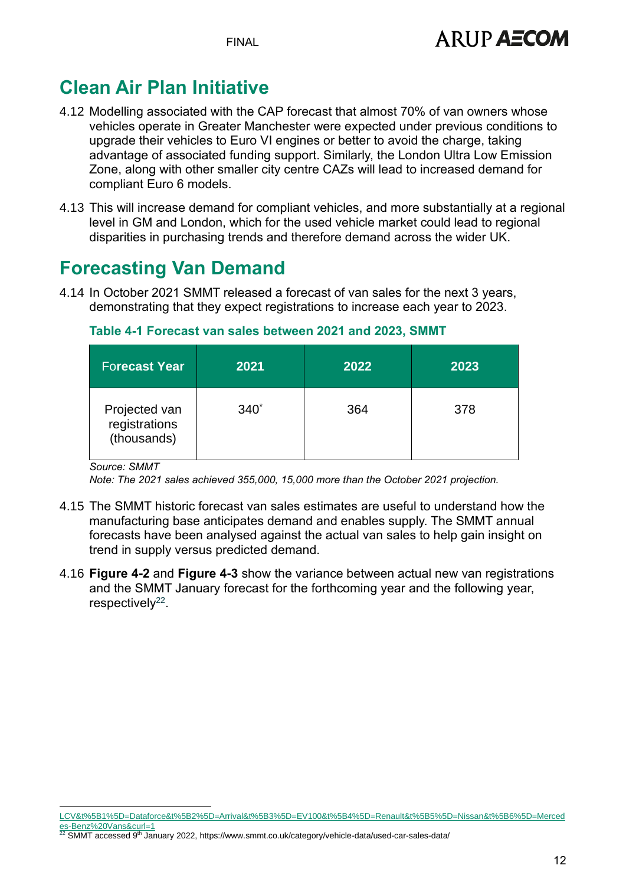## Clean Air Plan Initiative

4.12 Modelling associated with the CAP forecast that almost 70% of van owners whose vehicles operate in Greater Manchester were expected under previous conditions to upgrade their vehicles to Euro VI engines or better to avoid the charge, taking advantage of associated funding support. Similarly, the London Ultra Low Emission Zone, along with other smaller city centre CAZs will lead to increased demand for compliant Euro 6 models.

4.13 This will increase demand for compliant vehicles, and more substantially at a regional level in GM and London, which for the used vehicle market could lead to regional disparities in purchasing trends and therefore demand across the wider UK.

## Forecasting Van Demand

4.14 In October 2021 SMMT released a forecast of van sales for the next 3 years, demonstrating that they expect registrations to increase each year to 2023.

**Table 4-1 Forecast van sales between 2021 and 2023, SMMT**

| Forecast Year | 2021 | 2022 | 2023 |
|---|---|---|---|
| Projected van registrations (thousands) | 340* | 364 | 378 |

*Source: SMMT*

*Note: The 2021 sales achieved 355,000, 15,000 more than the October 2021 projection.*

4.15 The SMMT historic forecast van sales estimates are useful to understand how the manufacturing base anticipates demand and enables supply. The SMMT annual forecasts have been analysed against the actual van sales to help gain insight on trend in supply versus predicted demand.

4.16 **Figure 4-2** and **Figure 4-3** show the variance between actual new van registrations and the SMMT January forecast for the forthcoming year and the following year, respectively[22].

LCV&t%5B1%5D=Dataforce&t%5B2%5D=Arrival&t%5B3%5D=EV100&t%5B4%5D=Renault&t%5B5%5D=Nissan&t%5B6%5D=Mercedes-Benz%20Vans&curl=1

[22] SMMT accessed 9th January 2022, https://www.smmt.co.uk/category/vehicle-data/used-car-sales-data/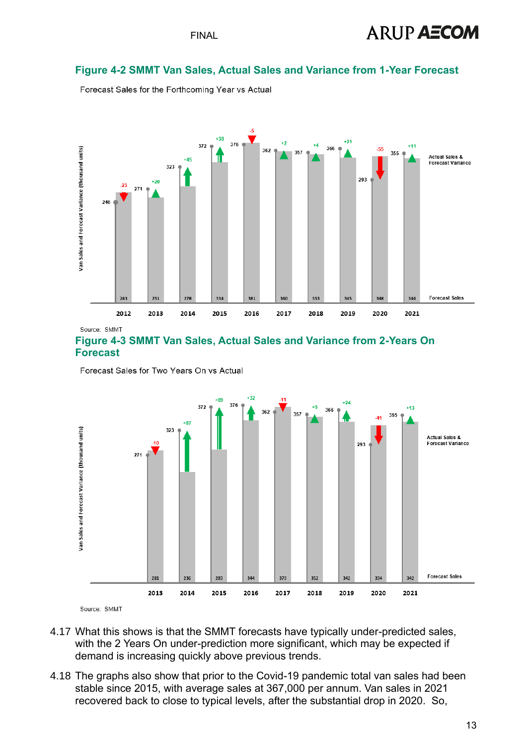## Figure 4-2 SMMT Van Sales, Actual Sales and Variance from 1-Year Forecast

Forecast Sales for the Forthcoming Year vs Actual

| | 2012 | 2013 | 2014 | 2015 | 2016 | 2017 | 2018 | 2019 | 2020 | 2021 |
|---|---|---|---|---|---|---|---|---|---|---|
| Actual Sales | 240 | 271 | 323 | 372 | 376 | 362 | 357 | 366 | 293 | 355 |
| Forecast Variance | -23 | +20 | +45 | +38 | -5 | +2 | +4 | +21 | -55 | +11 |
| Forecast Sales | 263 | 251 | 278 | 334 | 381 | 360 | 353 | 345 | 348 | 344 |

Van Sales and Forecast Variance (thousand units)

Source: SMMT

## Figure 4-3 SMMT Van Sales, Actual Sales and Variance from 2-Years On Forecast

Forecast Sales for Two Years On vs Actual

| | 2013 | 2014 | 2015 | 2016 | 2017 | 2018 | 2019 | 2020 | 2021 |
|---|---|---|---|---|---|---|---|---|---|
| Actual Sales | 271 | 323 | 372 | 376 | 362 | 357 | 366 | 293 | 355 |
| Forecast Variance | -10 | +87 | +89 | +32 | -11 | +5 | +24 | -41 | +13 |
| Forecast Sales | 281 | 236 | 283 | 344 | 373 | 352 | 342 | 334 | 342 |

Van Sales and Forecast Variance (thousand units)

Source: SMMT

4.17 What this shows is that the SMMT forecasts have typically under-predicted sales, with the 2 Years On under-prediction more significant, which may be expected if demand is increasing quickly above previous trends.

4.18 The graphs also show that prior to the Covid-19 pandemic total van sales had been stable since 2015, with average sales at 367,000 per annum. Van sales in 2021 recovered back to close to typical levels, after the substantial drop in 2020. So,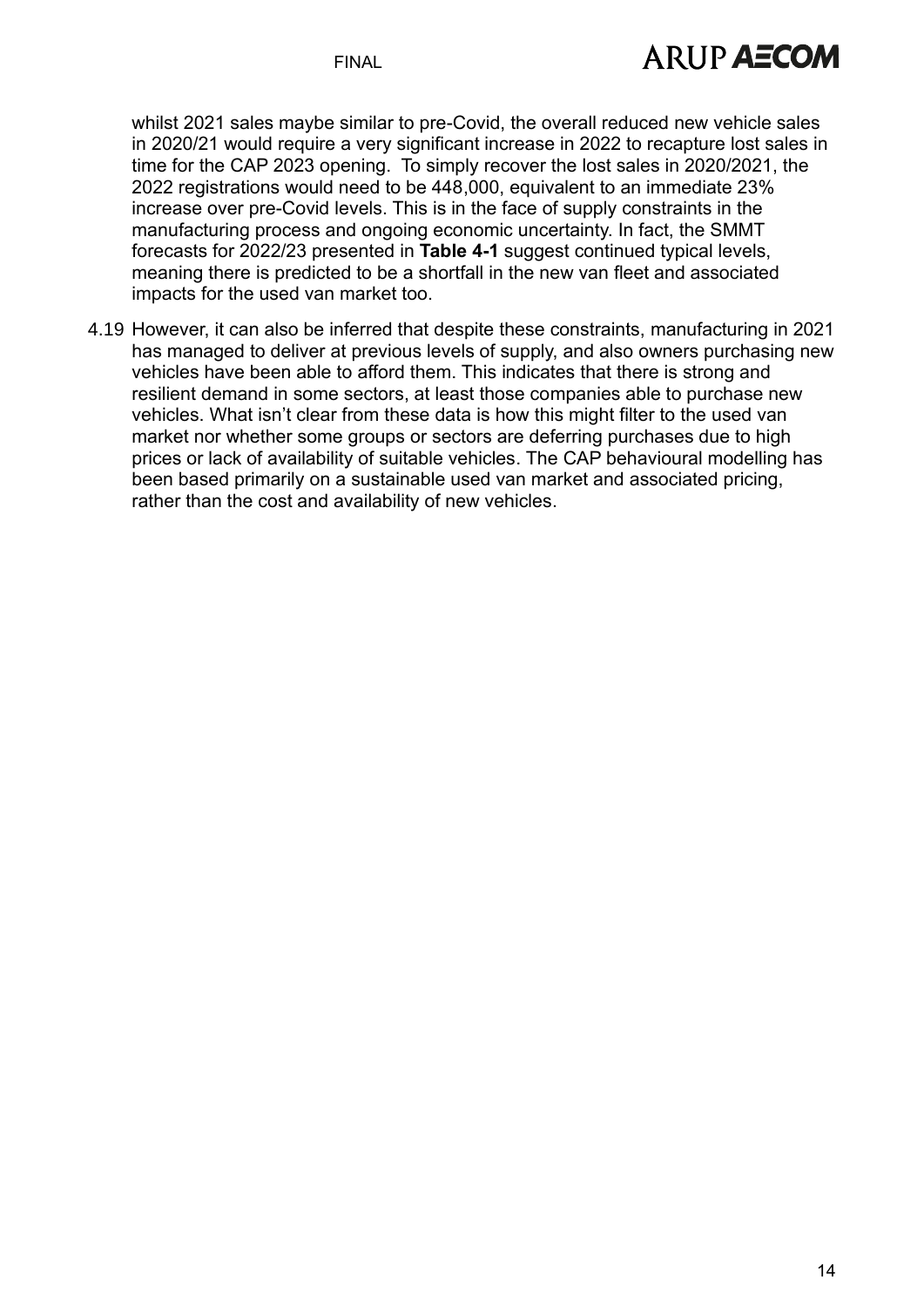whilst 2021 sales maybe similar to pre-Covid, the overall reduced new vehicle sales in 2020/21 would require a very significant increase in 2022 to recapture lost sales in time for the CAP 2023 opening.  To simply recover the lost sales in 2020/2021, the 2022 registrations would need to be 448,000, equivalent to an immediate 23% increase over pre-Covid levels. This is in the face of supply constraints in the manufacturing process and ongoing economic uncertainty. In fact, the SMMT forecasts for 2022/23 presented in **Table 4-1** suggest continued typical levels, meaning there is predicted to be a shortfall in the new van fleet and associated impacts for the used van market too.

4.19 However, it can also be inferred that despite these constraints, manufacturing in 2021 has managed to deliver at previous levels of supply, and also owners purchasing new vehicles have been able to afford them. This indicates that there is strong and resilient demand in some sectors, at least those companies able to purchase new vehicles. What isn't clear from these data is how this might filter to the used van market nor whether some groups or sectors are deferring purchases due to high prices or lack of availability of suitable vehicles. The CAP behavioural modelling has been based primarily on a sustainable used van market and associated pricing, rather than the cost and availability of new vehicles.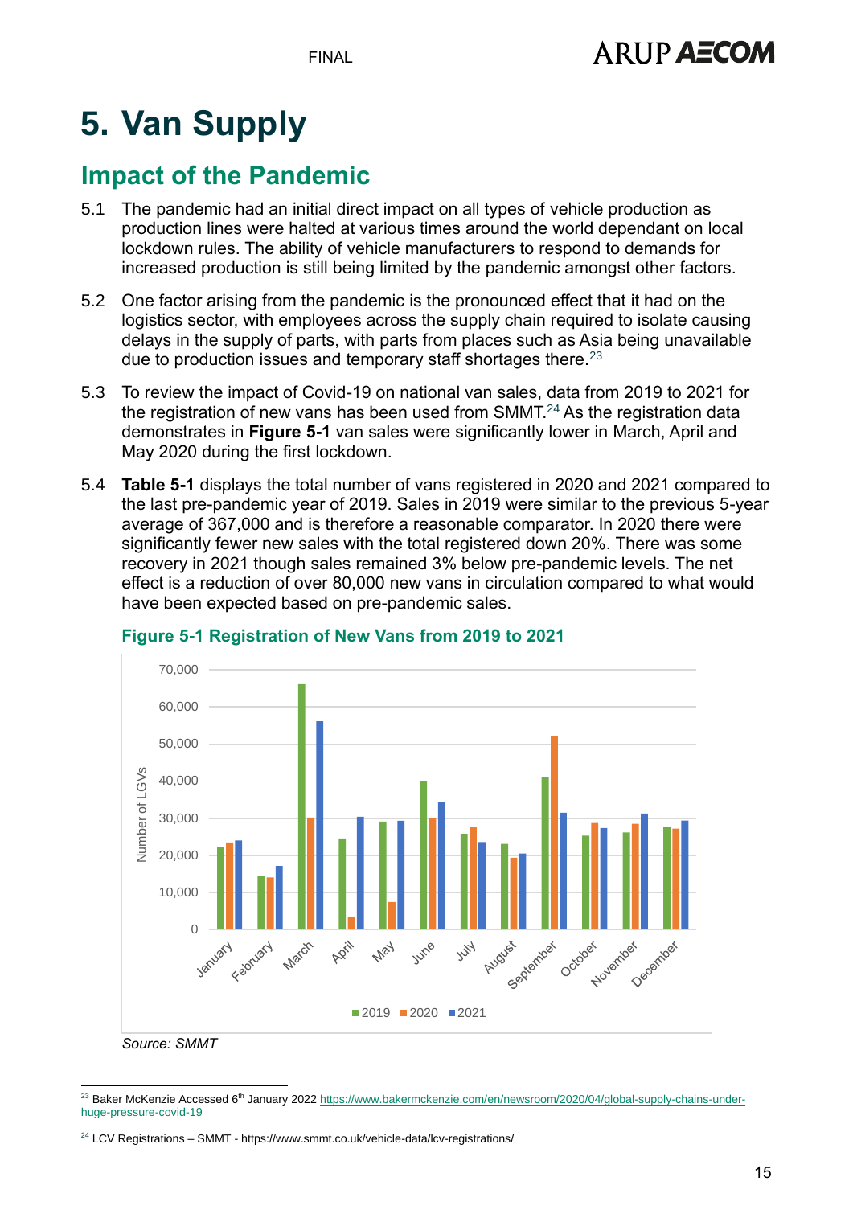# 5. Van Supply

## Impact of the Pandemic

5.1 The pandemic had an initial direct impact on all types of vehicle production as production lines were halted at various times around the world dependant on local lockdown rules. The ability of vehicle manufacturers to respond to demands for increased production is still being limited by the pandemic amongst other factors.

5.2 One factor arising from the pandemic is the pronounced effect that it had on the logistics sector, with employees across the supply chain required to isolate causing delays in the supply of parts, with parts from places such as Asia being unavailable due to production issues and temporary staff shortages there.[23]

5.3 To review the impact of Covid-19 on national van sales, data from 2019 to 2021 for the registration of new vans has been used from SMMT.[24] As the registration data demonstrates in **Figure 5-1** van sales were significantly lower in March, April and May 2020 during the first lockdown.

5.4 **Table 5-1** displays the total number of vans registered in 2020 and 2021 compared to the last pre-pandemic year of 2019. Sales in 2019 were similar to the previous 5-year average of 367,000 and is therefore a reasonable comparator. In 2020 there were significantly fewer new sales with the total registered down 20%. There was some recovery in 2021 though sales remained 3% below pre-pandemic levels. The net effect is a reduction of over 80,000 new vans in circulation compared to what would have been expected based on pre-pandemic sales.

**Figure 5-1 Registration of New Vans from 2019 to 2021**

*Source: SMMT*

[23] Baker McKenzie Accessed 6th January 2022 https://www.bakermckenzie.com/en/newsroom/2020/04/global-supply-chains-under-huge-pressure-covid-19

[24] LCV Registrations – SMMT - https://www.smmt.co.uk/vehicle-data/lcv-registrations/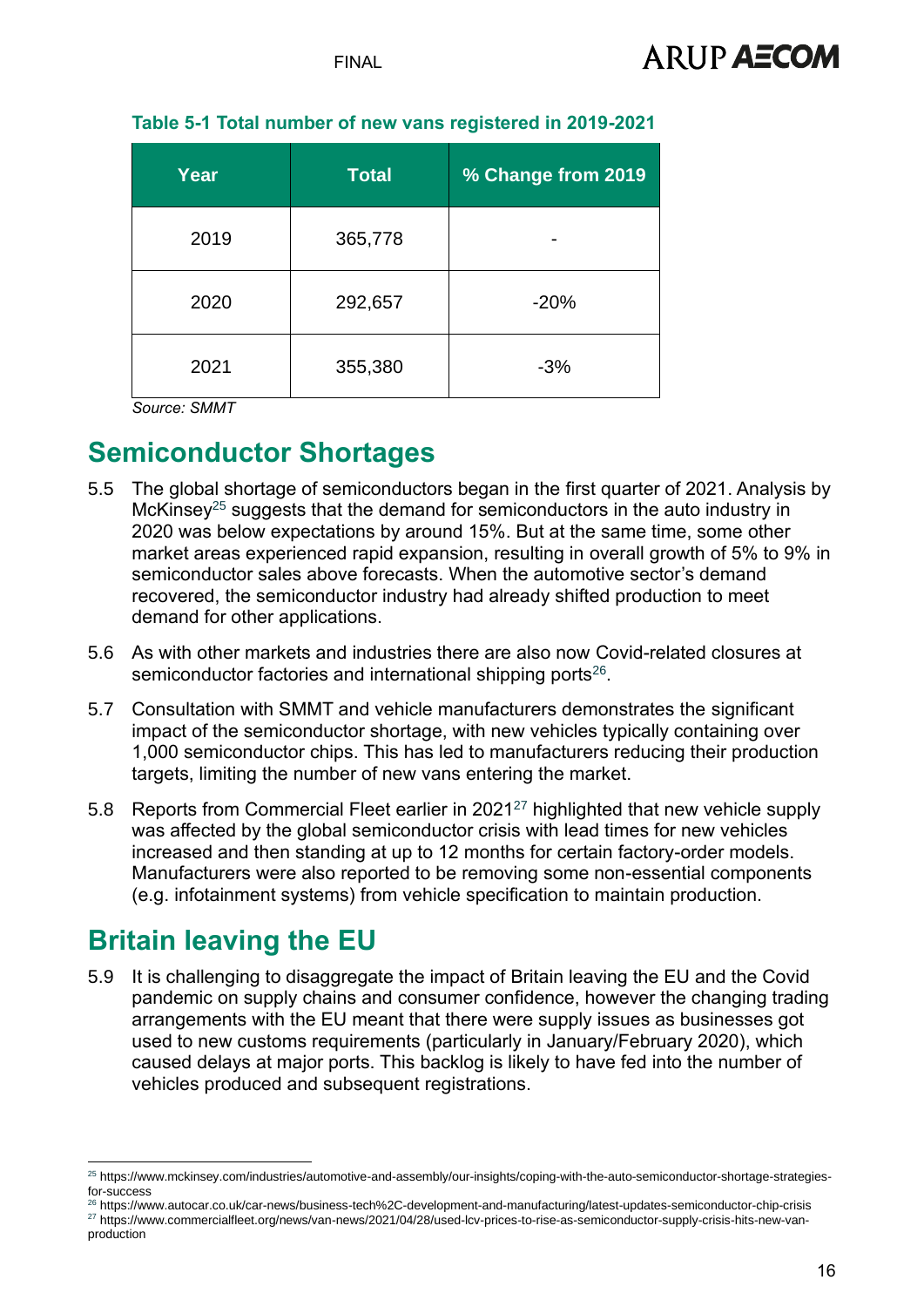**Table 5-1 Total number of new vans registered in 2019-2021**

| Year | Total | % Change from 2019 |
|---|---|---|
| 2019 | 365,778 | - |
| 2020 | 292,657 | -20% |
| 2021 | 355,380 | -3% |

*Source: SMMT*

## Semiconductor Shortages

5.5 The global shortage of semiconductors began in the first quarter of 2021. Analysis by McKinsey[25] suggests that the demand for semiconductors in the auto industry in 2020 was below expectations by around 15%. But at the same time, some other market areas experienced rapid expansion, resulting in overall growth of 5% to 9% in semiconductor sales above forecasts. When the automotive sector's demand recovered, the semiconductor industry had already shifted production to meet demand for other applications.

5.6 As with other markets and industries there are also now Covid-related closures at semiconductor factories and international shipping ports[26].

5.7 Consultation with SMMT and vehicle manufacturers demonstrates the significant impact of the semiconductor shortage, with new vehicles typically containing over 1,000 semiconductor chips. This has led to manufacturers reducing their production targets, limiting the number of new vans entering the market.

5.8 Reports from Commercial Fleet earlier in 2021[27] highlighted that new vehicle supply was affected by the global semiconductor crisis with lead times for new vehicles increased and then standing at up to 12 months for certain factory-order models. Manufacturers were also reported to be removing some non-essential components (e.g. infotainment systems) from vehicle specification to maintain production.

## Britain leaving the EU

5.9 It is challenging to disaggregate the impact of Britain leaving the EU and the Covid pandemic on supply chains and consumer confidence, however the changing trading arrangements with the EU meant that there were supply issues as businesses got used to new customs requirements (particularly in January/February 2020), which caused delays at major ports. This backlog is likely to have fed into the number of vehicles produced and subsequent registrations.

---

[25] https://www.mckinsey.com/industries/automotive-and-assembly/our-insights/coping-with-the-auto-semiconductor-shortage-strategies-for-success

[26] https://www.autocar.co.uk/car-news/business-tech%2C-development-and-manufacturing/latest-updates-semiconductor-chip-crisis

[27] https://www.commercialfleet.org/news/van-news/2021/04/28/used-lcv-prices-to-rise-as-semiconductor-supply-crisis-hits-new-van-production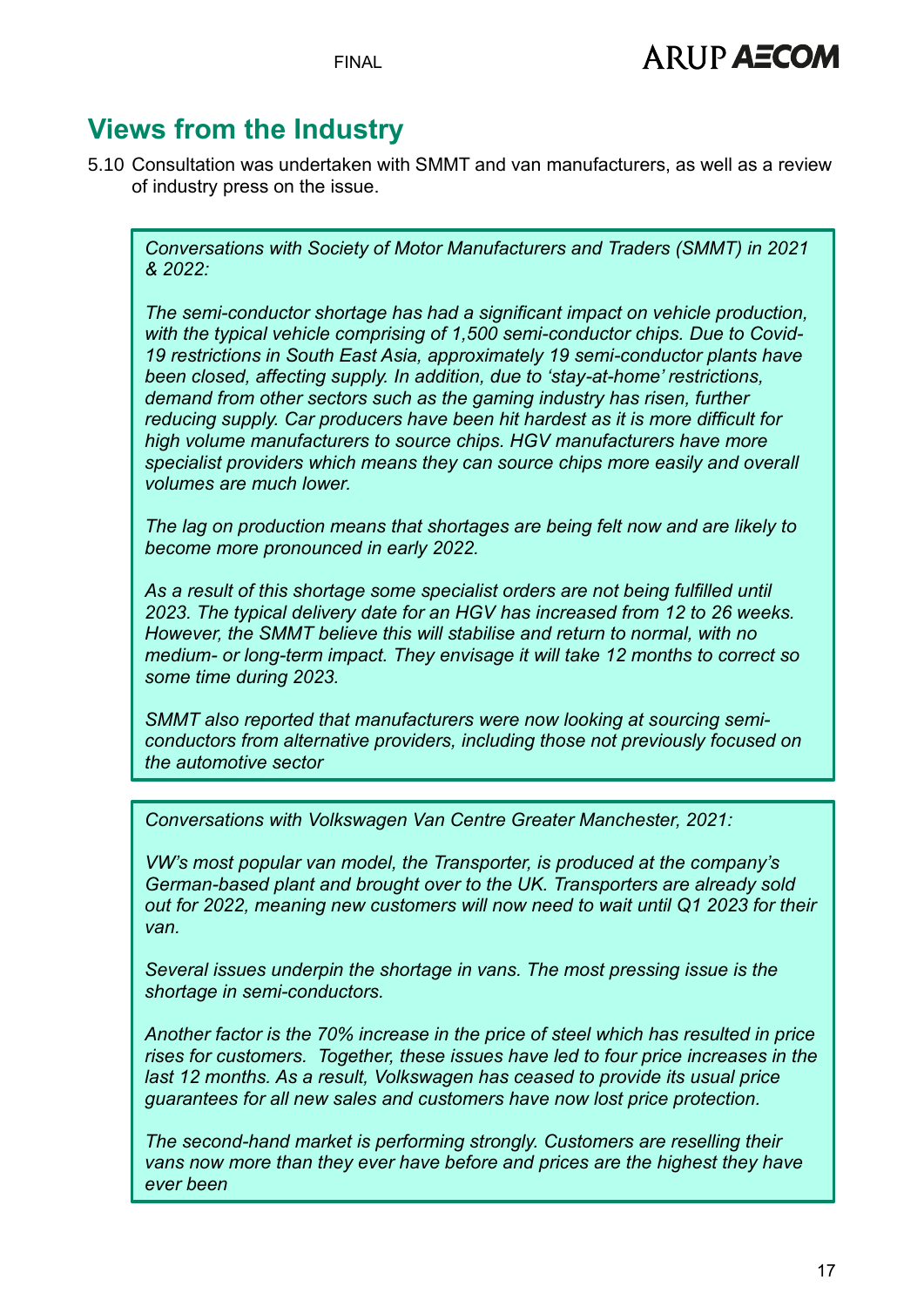## Views from the Industry

5.10 Consultation was undertaken with SMMT and van manufacturers, as well as a review of industry press on the issue.

> *Conversations with Society of Motor Manufacturers and Traders (SMMT) in 2021 & 2022:*
>
> *The semi-conductor shortage has had a significant impact on vehicle production, with the typical vehicle comprising of 1,500 semi-conductor chips. Due to Covid-19 restrictions in South East Asia, approximately 19 semi-conductor plants have been closed, affecting supply. In addition, due to 'stay-at-home' restrictions, demand from other sectors such as the gaming industry has risen, further reducing supply. Car producers have been hit hardest as it is more difficult for high volume manufacturers to source chips. HGV manufacturers have more specialist providers which means they can source chips more easily and overall volumes are much lower.*
>
> *The lag on production means that shortages are being felt now and are likely to become more pronounced in early 2022.*
>
> *As a result of this shortage some specialist orders are not being fulfilled until 2023. The typical delivery date for an HGV has increased from 12 to 26 weeks. However, the SMMT believe this will stabilise and return to normal, with no medium- or long-term impact. They envisage it will take 12 months to correct so some time during 2023.*
>
> *SMMT also reported that manufacturers were now looking at sourcing semi-conductors from alternative providers, including those not previously focused on the automotive sector*

> *Conversations with Volkswagen Van Centre Greater Manchester, 2021:*
>
> *VW's most popular van model, the Transporter, is produced at the company's German-based plant and brought over to the UK. Transporters are already sold out for 2022, meaning new customers will now need to wait until Q1 2023 for their van.*
>
> *Several issues underpin the shortage in vans. The most pressing issue is the shortage in semi-conductors.*
>
> *Another factor is the 70% increase in the price of steel which has resulted in price rises for customers. Together, these issues have led to four price increases in the last 12 months. As a result, Volkswagen has ceased to provide its usual price guarantees for all new sales and customers have now lost price protection.*
>
> *The second-hand market is performing strongly. Customers are reselling their vans now more than they ever have before and prices are the highest they have ever been*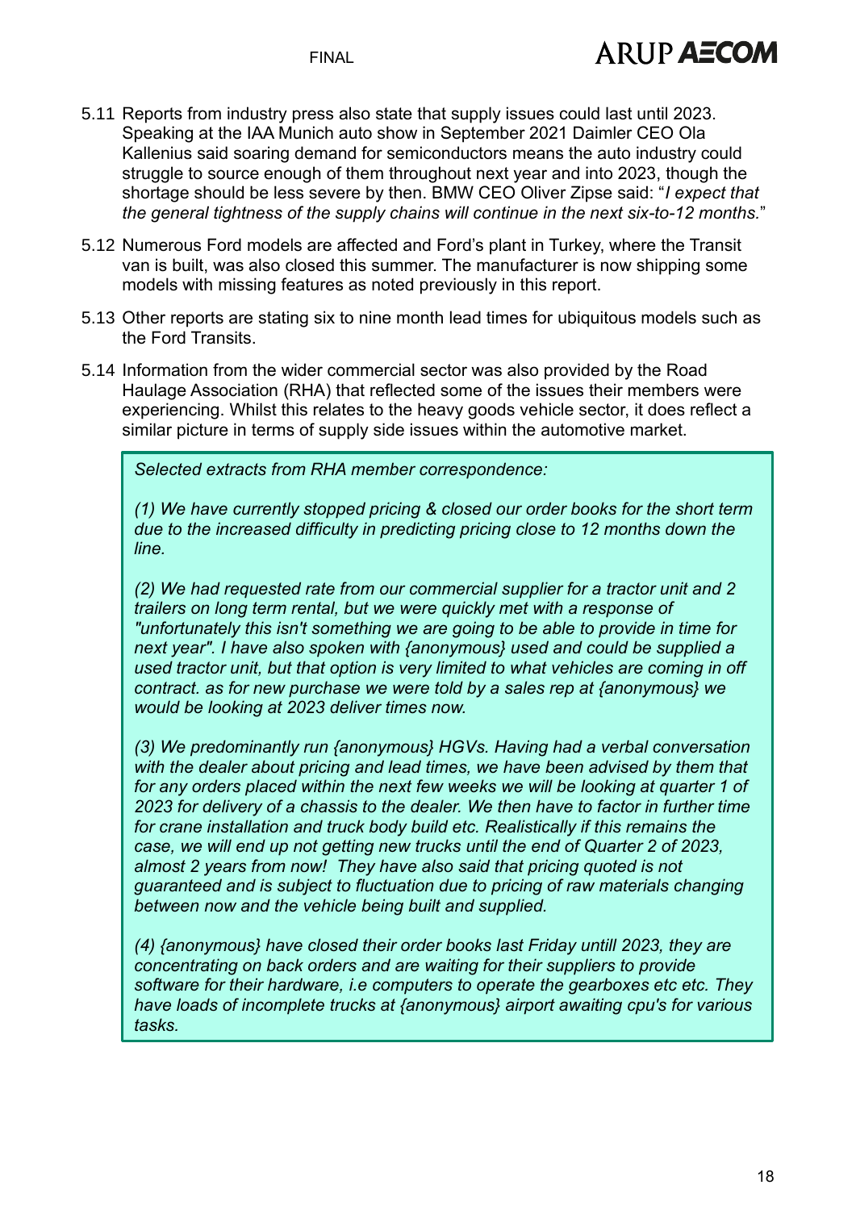5.11 Reports from industry press also state that supply issues could last until 2023. Speaking at the IAA Munich auto show in September 2021 Daimler CEO Ola Kallenius said soaring demand for semiconductors means the auto industry could struggle to source enough of them throughout next year and into 2023, though the shortage should be less severe by then. BMW CEO Oliver Zipse said: "*I expect that the general tightness of the supply chains will continue in the next six-to-12 months.*"

5.12 Numerous Ford models are affected and Ford's plant in Turkey, where the Transit van is built, was also closed this summer. The manufacturer is now shipping some models with missing features as noted previously in this report.

5.13 Other reports are stating six to nine month lead times for ubiquitous models such as the Ford Transits.

5.14 Information from the wider commercial sector was also provided by the Road Haulage Association (RHA) that reflected some of the issues their members were experiencing. Whilst this relates to the heavy goods vehicle sector, it does reflect a similar picture in terms of supply side issues within the automotive market.

> *Selected extracts from RHA member correspondence:*
>
> *(1) We have currently stopped pricing & closed our order books for the short term due to the increased difficulty in predicting pricing close to 12 months down the line.*
>
> *(2) We had requested rate from our commercial supplier for a tractor unit and 2 trailers on long term rental, but we were quickly met with a response of "unfortunately this isn't something we are going to be able to provide in time for next year". I have also spoken with {anonymous} used and could be supplied a used tractor unit, but that option is very limited to what vehicles are coming in off contract. as for new purchase we were told by a sales rep at {anonymous} we would be looking at 2023 deliver times now.*
>
> *(3) We predominantly run {anonymous} HGVs. Having had a verbal conversation with the dealer about pricing and lead times, we have been advised by them that for any orders placed within the next few weeks we will be looking at quarter 1 of 2023 for delivery of a chassis to the dealer. We then have to factor in further time for crane installation and truck body build etc. Realistically if this remains the case, we will end up not getting new trucks until the end of Quarter 2 of 2023, almost 2 years from now! They have also said that pricing quoted is not guaranteed and is subject to fluctuation due to pricing of raw materials changing between now and the vehicle being built and supplied.*
>
> *(4) {anonymous} have closed their order books last Friday untill 2023, they are concentrating on back orders and are waiting for their suppliers to provide software for their hardware, i.e computers to operate the gearboxes etc etc. They have loads of incomplete trucks at {anonymous} airport awaiting cpu's for various tasks.*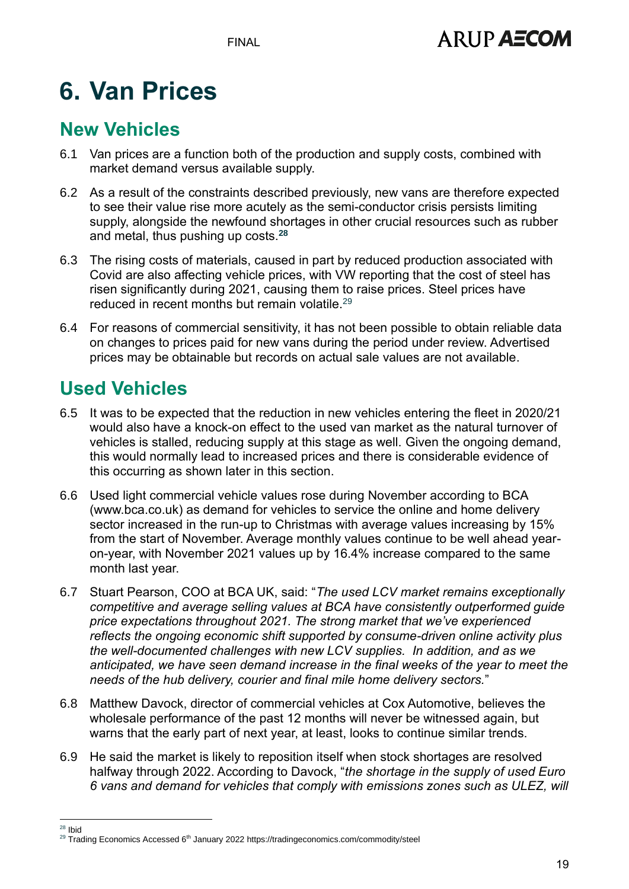# 6. Van Prices

## New Vehicles

6.1 Van prices are a function both of the production and supply costs, combined with market demand versus available supply.

6.2 As a result of the constraints described previously, new vans are therefore expected to see their value rise more acutely as the semi-conductor crisis persists limiting supply, alongside the newfound shortages in other crucial resources such as rubber and metal, thus pushing up costs.[28]

6.3 The rising costs of materials, caused in part by reduced production associated with Covid are also affecting vehicle prices, with VW reporting that the cost of steel has risen significantly during 2021, causing them to raise prices. Steel prices have reduced in recent months but remain volatile.[29]

6.4 For reasons of commercial sensitivity, it has not been possible to obtain reliable data on changes to prices paid for new vans during the period under review. Advertised prices may be obtainable but records on actual sale values are not available.

## Used Vehicles

6.5 It was to be expected that the reduction in new vehicles entering the fleet in 2020/21 would also have a knock-on effect to the used van market as the natural turnover of vehicles is stalled, reducing supply at this stage as well. Given the ongoing demand, this would normally lead to increased prices and there is considerable evidence of this occurring as shown later in this section.

6.6 Used light commercial vehicle values rose during November according to BCA (www.bca.co.uk) as demand for vehicles to service the online and home delivery sector increased in the run-up to Christmas with average values increasing by 15% from the start of November. Average monthly values continue to be well ahead year-on-year, with November 2021 values up by 16.4% increase compared to the same month last year.

6.7 Stuart Pearson, COO at BCA UK, said: "*The used LCV market remains exceptionally competitive and average selling values at BCA have consistently outperformed guide price expectations throughout 2021. The strong market that we've experienced reflects the ongoing economic shift supported by consume-driven online activity plus the well-documented challenges with new LCV supplies. In addition, and as we anticipated, we have seen demand increase in the final weeks of the year to meet the needs of the hub delivery, courier and final mile home delivery sectors.*"

6.8 Matthew Davock, director of commercial vehicles at Cox Automotive, believes the wholesale performance of the past 12 months will never be witnessed again, but warns that the early part of next year, at least, looks to continue similar trends.

6.9 He said the market is likely to reposition itself when stock shortages are resolved halfway through 2022. According to Davock, "*the shortage in the supply of used Euro 6 vans and demand for vehicles that comply with emissions zones such as ULEZ, will*

---

[28] Ibid

[29] Trading Economics Accessed 6th January 2022 https://tradingeconomics.com/commodity/steel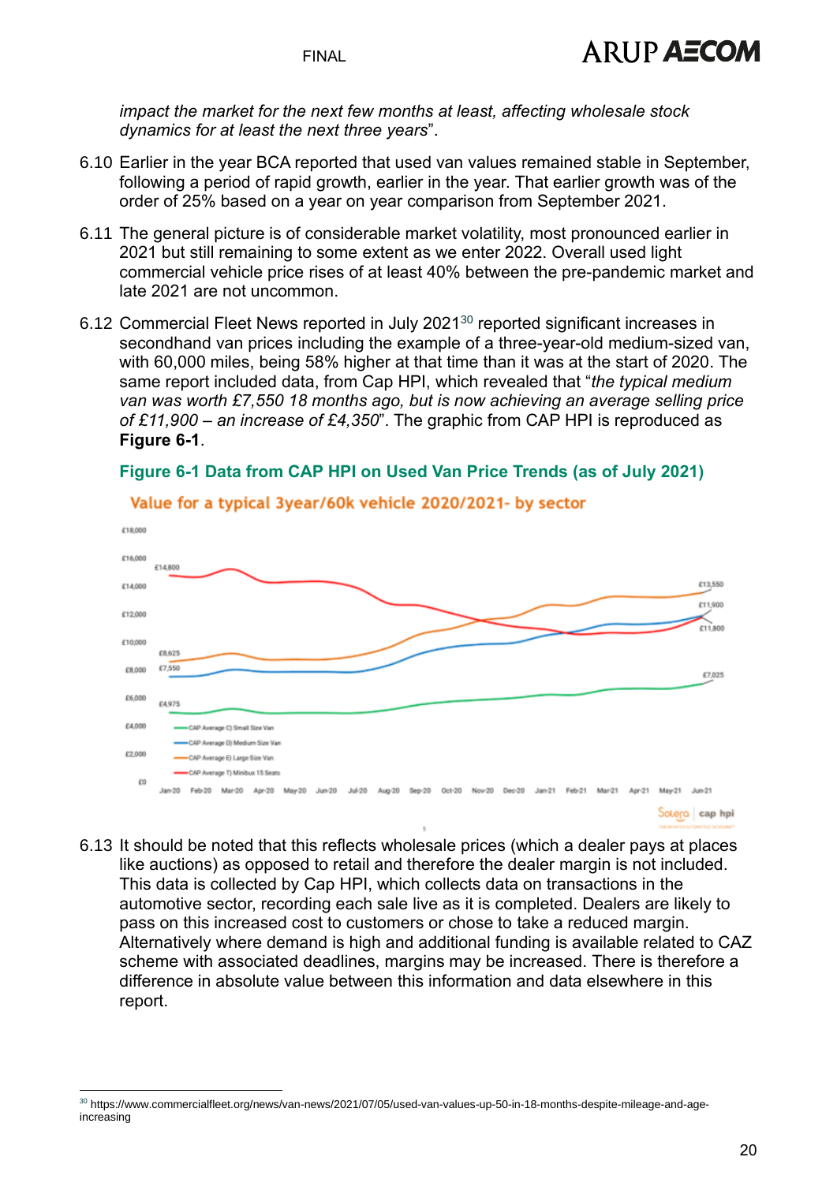*impact the market for the next few months at least, affecting wholesale stock dynamics for at least the next three years*".

6.10 Earlier in the year BCA reported that used van values remained stable in September, following a period of rapid growth, earlier in the year. That earlier growth was of the order of 25% based on a year on year comparison from September 2021.

6.11 The general picture is of considerable market volatility, most pronounced earlier in 2021 but still remaining to some extent as we enter 2022. Overall used light commercial vehicle price rises of at least 40% between the pre-pandemic market and late 2021 are not uncommon.

6.12 Commercial Fleet News reported in July 2021[30] reported significant increases in secondhand van prices including the example of a three-year-old medium-sized van, with 60,000 miles, being 58% higher at that time than it was at the start of 2020. The same report included data, from Cap HPI, which revealed that "*the typical medium van was worth £7,550 18 months ago, but is now achieving an average selling price of £11,900 – an increase of £4,350*". The graphic from CAP HPI is reproduced as **Figure 6-1**.

**Figure 6-1 Data from CAP HPI on Used Van Price Trends (as of July 2021)**

6.13 It should be noted that this reflects wholesale prices (which a dealer pays at places like auctions) as opposed to retail and therefore the dealer margin is not included. This data is collected by Cap HPI, which collects data on transactions in the automotive sector, recording each sale live as it is completed. Dealers are likely to pass on this increased cost to customers or chose to take a reduced margin. Alternatively where demand is high and additional funding is available related to CAZ scheme with associated deadlines, margins may be increased. There is therefore a difference in absolute value between this information and data elsewhere in this report.

[30] https://www.commercialfleet.org/news/van-news/2021/07/05/used-van-values-up-50-in-18-months-despite-mileage-and-age-increasing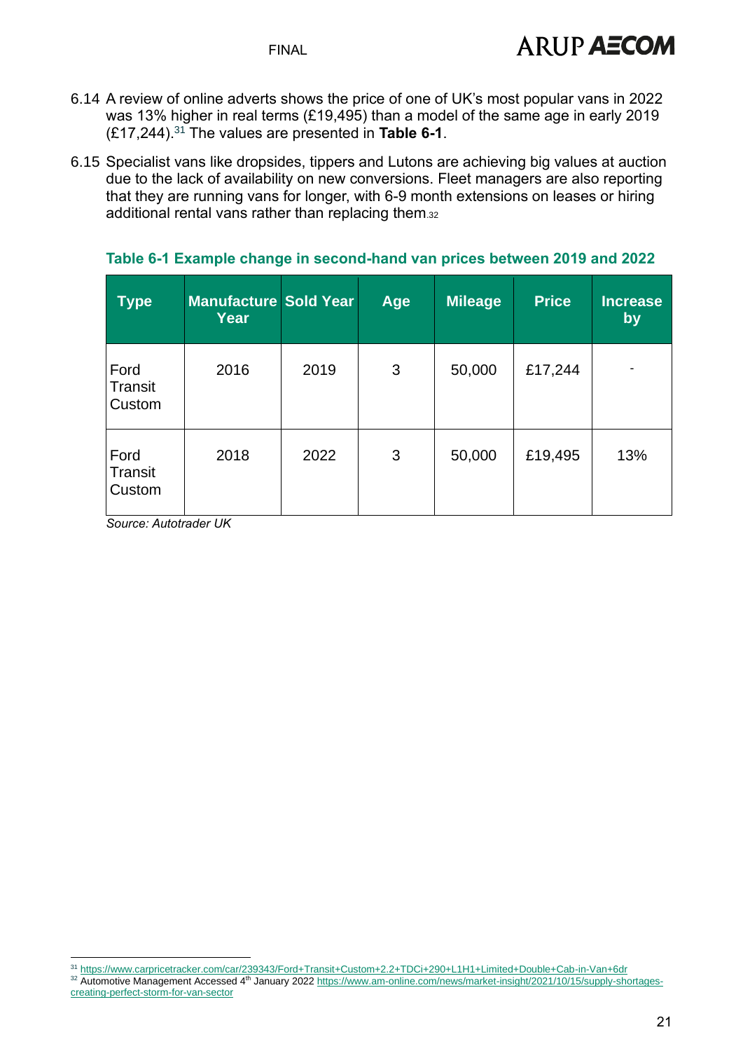6.14 A review of online adverts shows the price of one of UK's most popular vans in 2022 was 13% higher in real terms (£19,495) than a model of the same age in early 2019 (£17,244).[31] The values are presented in **Table 6-1**.

6.15 Specialist vans like dropsides, tippers and Lutons are achieving big values at auction due to the lack of availability on new conversions. Fleet managers are also reporting that they are running vans for longer, with 6-9 month extensions on leases or hiring additional rental vans rather than replacing them.[32]

**Table 6-1 Example change in second-hand van prices between 2019 and 2022**

| Type | Manufacture Year | Sold Year | Age | Mileage | Price | Increase by |
|---|---|---|---|---|---|---|
| Ford Transit Custom | 2016 | 2019 | 3 | 50,000 | £17,244 | - |
| Ford Transit Custom | 2018 | 2022 | 3 | 50,000 | £19,495 | 13% |

*Source: Autotrader UK*

[31] https://www.carpricetracker.com/car/239343/Ford+Transit+Custom+2.2+TDCi+290+L1H1+Limited+Double+Cab-in-Van+6dr

[32] Automotive Management Accessed 4th January 2022 https://www.am-online.com/news/market-insight/2021/10/15/supply-shortages-creating-perfect-storm-for-van-sector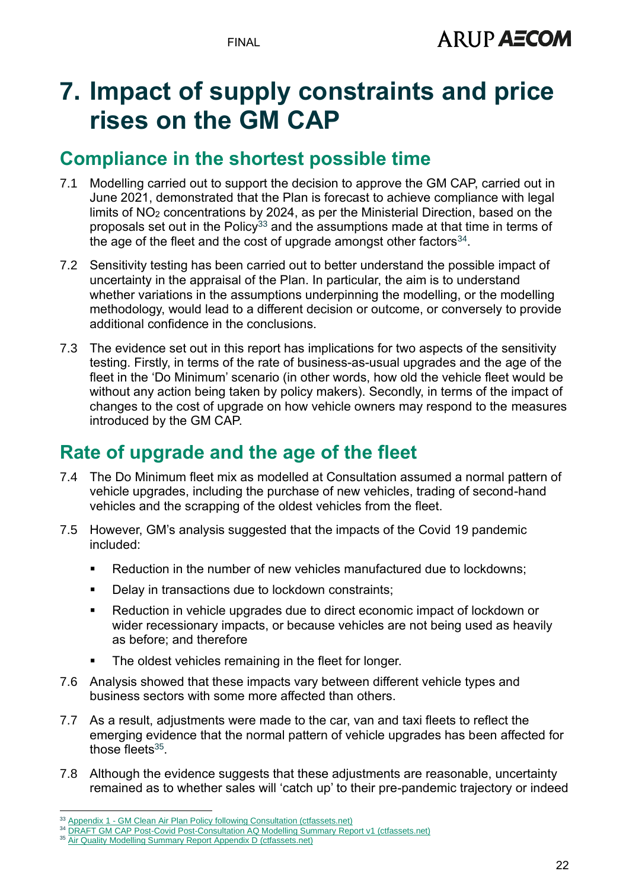# 7. Impact of supply constraints and price rises on the GM CAP

## Compliance in the shortest possible time

7.1 Modelling carried out to support the decision to approve the GM CAP, carried out in June 2021, demonstrated that the Plan is forecast to achieve compliance with legal limits of $NO_2$ concentrations by 2024, as per the Ministerial Direction, based on the proposals set out in the Policy[33] and the assumptions made at that time in terms of the age of the fleet and the cost of upgrade amongst other factors[34].

7.2 Sensitivity testing has been carried out to better understand the possible impact of uncertainty in the appraisal of the Plan. In particular, the aim is to understand whether variations in the assumptions underpinning the modelling, or the modelling methodology, would lead to a different decision or outcome, or conversely to provide additional confidence in the conclusions.

7.3 The evidence set out in this report has implications for two aspects of the sensitivity testing. Firstly, in terms of the rate of business-as-usual upgrades and the age of the fleet in the 'Do Minimum' scenario (in other words, how old the vehicle fleet would be without any action being taken by policy makers). Secondly, in terms of the impact of changes to the cost of upgrade on how vehicle owners may respond to the measures introduced by the GM CAP.

## Rate of upgrade and the age of the fleet

7.4 The Do Minimum fleet mix as modelled at Consultation assumed a normal pattern of vehicle upgrades, including the purchase of new vehicles, trading of second-hand vehicles and the scrapping of the oldest vehicles from the fleet.

7.5 However, GM's analysis suggested that the impacts of the Covid 19 pandemic included:

- Reduction in the number of new vehicles manufactured due to lockdowns;
- Delay in transactions due to lockdown constraints;
- Reduction in vehicle upgrades due to direct economic impact of lockdown or wider recessionary impacts, or because vehicles are not being used as heavily as before; and therefore
- The oldest vehicles remaining in the fleet for longer.

7.6 Analysis showed that these impacts vary between different vehicle types and business sectors with some more affected than others.

7.7 As a result, adjustments were made to the car, van and taxi fleets to reflect the emerging evidence that the normal pattern of vehicle upgrades has been affected for those fleets[35].

7.8 Although the evidence suggests that these adjustments are reasonable, uncertainty remained as to whether sales will 'catch up' to their pre-pandemic trajectory or indeed

---

[33] Appendix 1 - GM Clean Air Plan Policy following Consultation (ctfassets.net)

[34] DRAFT GM CAP Post-Covid Post-Consultation AQ Modelling Summary Report v1 (ctfassets.net)

[35] Air Quality Modelling Summary Report Appendix D (ctfassets.net)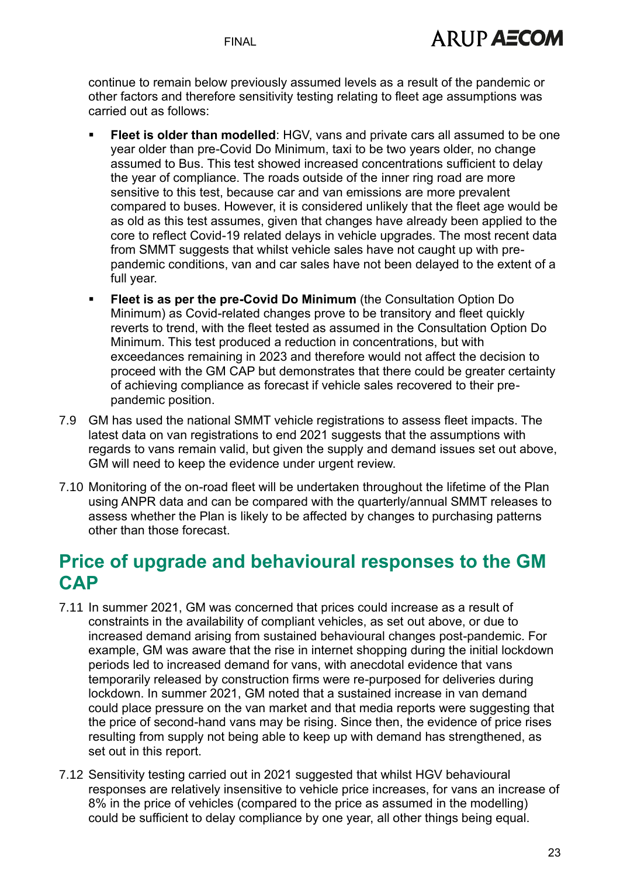continue to remain below previously assumed levels as a result of the pandemic or other factors and therefore sensitivity testing relating to fleet age assumptions was carried out as follows:

- **Fleet is older than modelled**: HGV, vans and private cars all assumed to be one year older than pre-Covid Do Minimum, taxi to be two years older, no change assumed to Bus. This test showed increased concentrations sufficient to delay the year of compliance. The roads outside of the inner ring road are more sensitive to this test, because car and van emissions are more prevalent compared to buses. However, it is considered unlikely that the fleet age would be as old as this test assumes, given that changes have already been applied to the core to reflect Covid-19 related delays in vehicle upgrades. The most recent data from SMMT suggests that whilst vehicle sales have not caught up with pre-pandemic conditions, van and car sales have not been delayed to the extent of a full year.
- **Fleet is as per the pre-Covid Do Minimum** (the Consultation Option Do Minimum) as Covid-related changes prove to be transitory and fleet quickly reverts to trend, with the fleet tested as assumed in the Consultation Option Do Minimum. This test produced a reduction in concentrations, but with exceedances remaining in 2023 and therefore would not affect the decision to proceed with the GM CAP but demonstrates that there could be greater certainty of achieving compliance as forecast if vehicle sales recovered to their pre-pandemic position.

7.9 GM has used the national SMMT vehicle registrations to assess fleet impacts. The latest data on van registrations to end 2021 suggests that the assumptions with regards to vans remain valid, but given the supply and demand issues set out above, GM will need to keep the evidence under urgent review.

7.10 Monitoring of the on-road fleet will be undertaken throughout the lifetime of the Plan using ANPR data and can be compared with the quarterly/annual SMMT releases to assess whether the Plan is likely to be affected by changes to purchasing patterns other than those forecast.

## Price of upgrade and behavioural responses to the GM CAP

7.11 In summer 2021, GM was concerned that prices could increase as a result of constraints in the availability of compliant vehicles, as set out above, or due to increased demand arising from sustained behavioural changes post-pandemic. For example, GM was aware that the rise in internet shopping during the initial lockdown periods led to increased demand for vans, with anecdotal evidence that vans temporarily released by construction firms were re-purposed for deliveries during lockdown. In summer 2021, GM noted that a sustained increase in van demand could place pressure on the van market and that media reports were suggesting that the price of second-hand vans may be rising. Since then, the evidence of price rises resulting from supply not being able to keep up with demand has strengthened, as set out in this report.

7.12 Sensitivity testing carried out in 2021 suggested that whilst HGV behavioural responses are relatively insensitive to vehicle price increases, for vans an increase of 8% in the price of vehicles (compared to the price as assumed in the modelling) could be sufficient to delay compliance by one year, all other things being equal.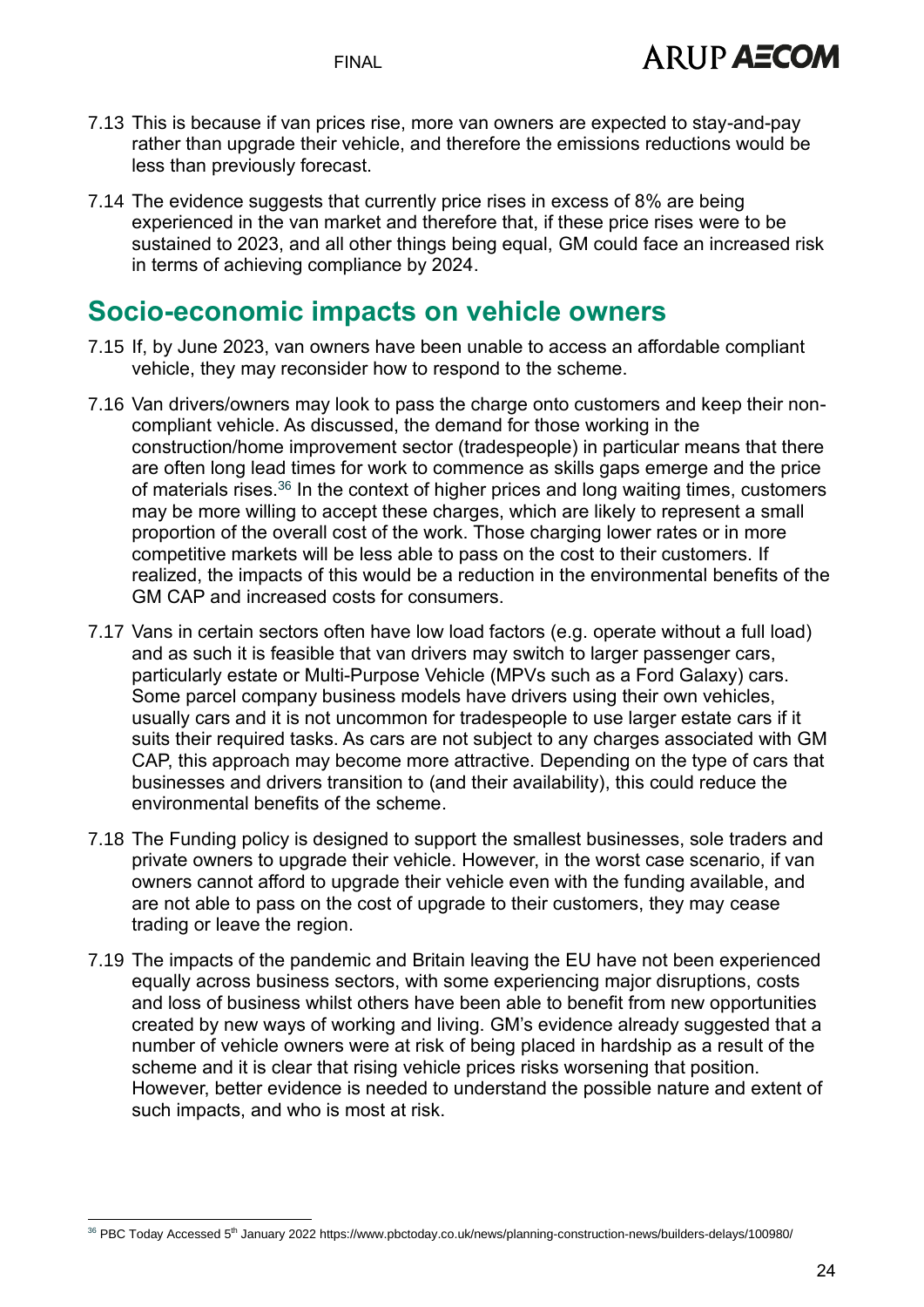7.13 This is because if van prices rise, more van owners are expected to stay-and-pay rather than upgrade their vehicle, and therefore the emissions reductions would be less than previously forecast.

7.14 The evidence suggests that currently price rises in excess of 8% are being experienced in the van market and therefore that, if these price rises were to be sustained to 2023, and all other things being equal, GM could face an increased risk in terms of achieving compliance by 2024.

## Socio-economic impacts on vehicle owners

7.15 If, by June 2023, van owners have been unable to access an affordable compliant vehicle, they may reconsider how to respond to the scheme.

7.16 Van drivers/owners may look to pass the charge onto customers and keep their non-compliant vehicle. As discussed, the demand for those working in the construction/home improvement sector (tradespeople) in particular means that there are often long lead times for work to commence as skills gaps emerge and the price of materials rises.[36] In the context of higher prices and long waiting times, customers may be more willing to accept these charges, which are likely to represent a small proportion of the overall cost of the work. Those charging lower rates or in more competitive markets will be less able to pass on the cost to their customers. If realized, the impacts of this would be a reduction in the environmental benefits of the GM CAP and increased costs for consumers.

7.17 Vans in certain sectors often have low load factors (e.g. operate without a full load) and as such it is feasible that van drivers may switch to larger passenger cars, particularly estate or Multi-Purpose Vehicle (MPVs such as a Ford Galaxy) cars. Some parcel company business models have drivers using their own vehicles, usually cars and it is not uncommon for tradespeople to use larger estate cars if it suits their required tasks. As cars are not subject to any charges associated with GM CAP, this approach may become more attractive. Depending on the type of cars that businesses and drivers transition to (and their availability), this could reduce the environmental benefits of the scheme.

7.18 The Funding policy is designed to support the smallest businesses, sole traders and private owners to upgrade their vehicle. However, in the worst case scenario, if van owners cannot afford to upgrade their vehicle even with the funding available, and are not able to pass on the cost of upgrade to their customers, they may cease trading or leave the region.

7.19 The impacts of the pandemic and Britain leaving the EU have not been experienced equally across business sectors, with some experiencing major disruptions, costs and loss of business whilst others have been able to benefit from new opportunities created by new ways of working and living. GM's evidence already suggested that a number of vehicle owners were at risk of being placed in hardship as a result of the scheme and it is clear that rising vehicle prices risks worsening that position. However, better evidence is needed to understand the possible nature and extent of such impacts, and who is most at risk.

---

[36] PBC Today Accessed 5th January 2022 https://www.pbctoday.co.uk/news/planning-construction-news/builders-delays/100980/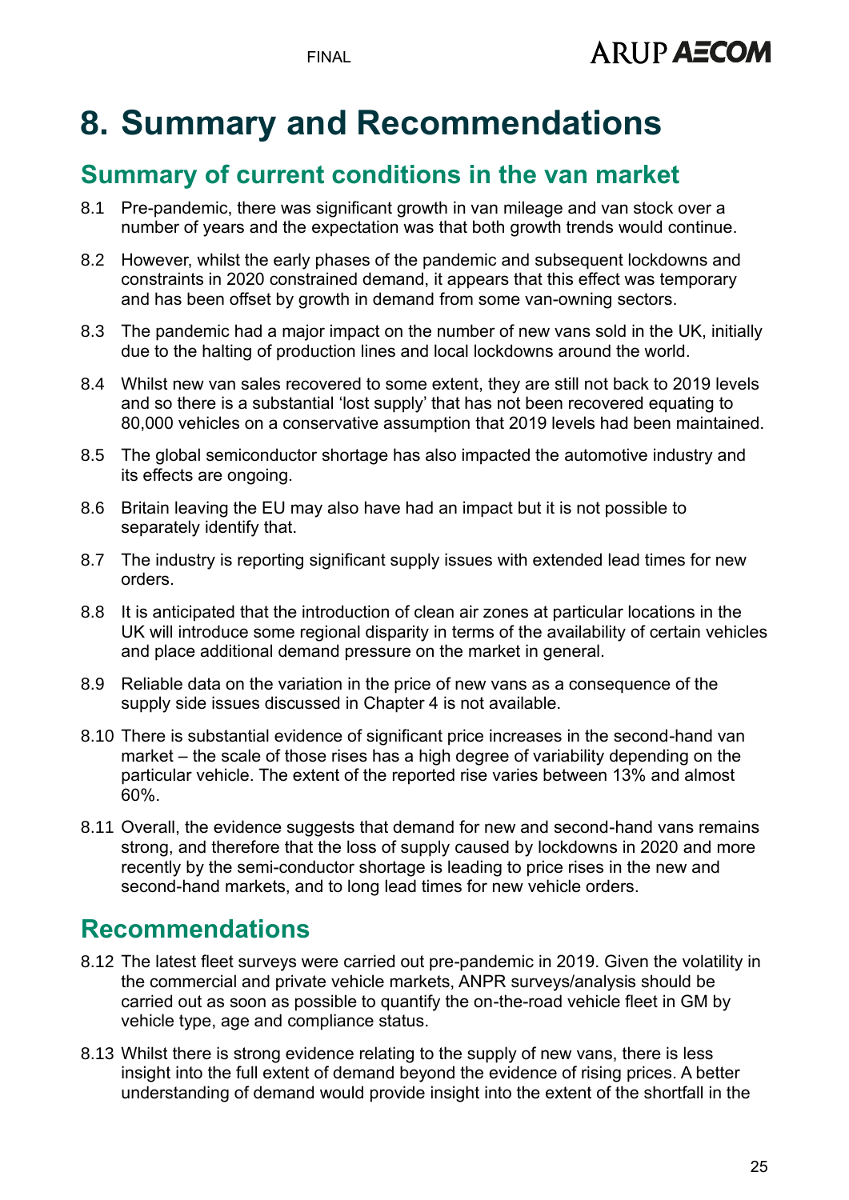# 8. Summary and Recommendations

## Summary of current conditions in the van market

8.1 Pre-pandemic, there was significant growth in van mileage and van stock over a number of years and the expectation was that both growth trends would continue.

8.2 However, whilst the early phases of the pandemic and subsequent lockdowns and constraints in 2020 constrained demand, it appears that this effect was temporary and has been offset by growth in demand from some van-owning sectors.

8.3 The pandemic had a major impact on the number of new vans sold in the UK, initially due to the halting of production lines and local lockdowns around the world.

8.4 Whilst new van sales recovered to some extent, they are still not back to 2019 levels and so there is a substantial 'lost supply' that has not been recovered equating to 80,000 vehicles on a conservative assumption that 2019 levels had been maintained.

8.5 The global semiconductor shortage has also impacted the automotive industry and its effects are ongoing.

8.6 Britain leaving the EU may also have had an impact but it is not possible to separately identify that.

8.7 The industry is reporting significant supply issues with extended lead times for new orders.

8.8 It is anticipated that the introduction of clean air zones at particular locations in the UK will introduce some regional disparity in terms of the availability of certain vehicles and place additional demand pressure on the market in general.

8.9 Reliable data on the variation in the price of new vans as a consequence of the supply side issues discussed in Chapter 4 is not available.

8.10 There is substantial evidence of significant price increases in the second-hand van market – the scale of those rises has a high degree of variability depending on the particular vehicle. The extent of the reported rise varies between 13% and almost 60%.

8.11 Overall, the evidence suggests that demand for new and second-hand vans remains strong, and therefore that the loss of supply caused by lockdowns in 2020 and more recently by the semi-conductor shortage is leading to price rises in the new and second-hand markets, and to long lead times for new vehicle orders.

## Recommendations

8.12 The latest fleet surveys were carried out pre-pandemic in 2019. Given the volatility in the commercial and private vehicle markets, ANPR surveys/analysis should be carried out as soon as possible to quantify the on-the-road vehicle fleet in GM by vehicle type, age and compliance status.

8.13 Whilst there is strong evidence relating to the supply of new vans, there is less insight into the full extent of demand beyond the evidence of rising prices. A better understanding of demand would provide insight into the extent of the shortfall in the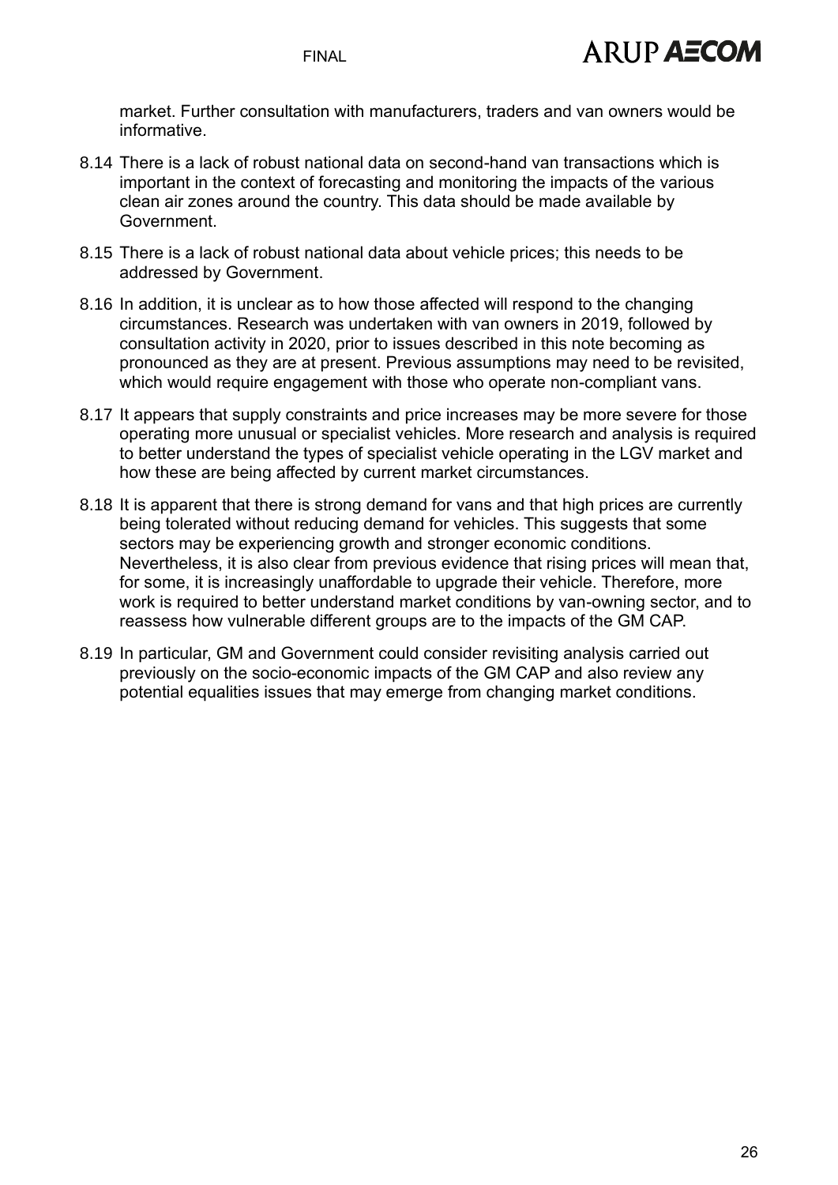market. Further consultation with manufacturers, traders and van owners would be informative.

8.14 There is a lack of robust national data on second-hand van transactions which is important in the context of forecasting and monitoring the impacts of the various clean air zones around the country. This data should be made available by Government.

8.15 There is a lack of robust national data about vehicle prices; this needs to be addressed by Government.

8.16 In addition, it is unclear as to how those affected will respond to the changing circumstances. Research was undertaken with van owners in 2019, followed by consultation activity in 2020, prior to issues described in this note becoming as pronounced as they are at present. Previous assumptions may need to be revisited, which would require engagement with those who operate non-compliant vans.

8.17 It appears that supply constraints and price increases may be more severe for those operating more unusual or specialist vehicles. More research and analysis is required to better understand the types of specialist vehicle operating in the LGV market and how these are being affected by current market circumstances.

8.18 It is apparent that there is strong demand for vans and that high prices are currently being tolerated without reducing demand for vehicles. This suggests that some sectors may be experiencing growth and stronger economic conditions. Nevertheless, it is also clear from previous evidence that rising prices will mean that, for some, it is increasingly unaffordable to upgrade their vehicle. Therefore, more work is required to better understand market conditions by van-owning sector, and to reassess how vulnerable different groups are to the impacts of the GM CAP.

8.19 In particular, GM and Government could consider revisiting analysis carried out previously on the socio-economic impacts of the GM CAP and also review any potential equalities issues that may emerge from changing market conditions.